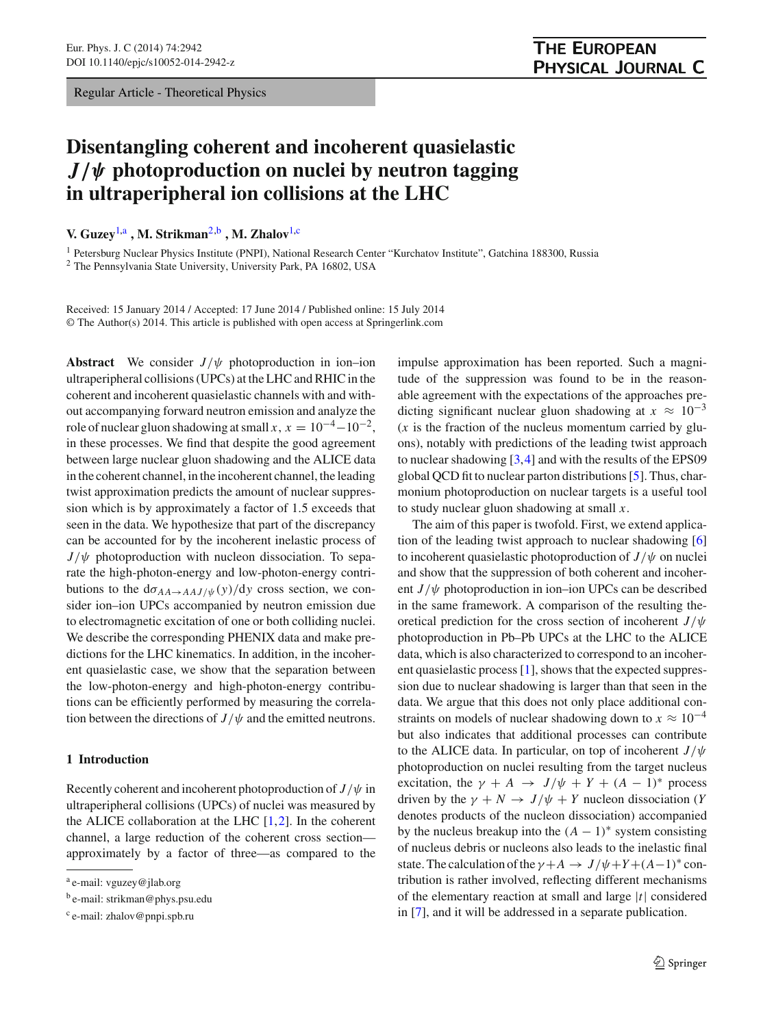Regular Article - Theoretical Physics

# Disentangling coherent and incoherent quasielastic $J/\psi$ photoproduction on nuclei by neutron tagging in ultraperipheral ion collisions at the LHC

**V. Guzey**[1,a], **M. Strikman**[2,b], **M. Zhalov**[1,c]

[1] Petersburg Nuclear Physics Institute (PNPI), National Research Center "Kurchatov Institute", Gatchina 188300, Russia

[2] The Pennsylvania State University, University Park, PA 16802, USA

Received: 15 January 2014 / Accepted: 17 June 2014 / Published online: 15 July 2014
© The Author(s) 2014. This article is published with open access at Springerlink.com

**Abstract** We consider $J/\psi$ photoproduction in ion–ion ultraperipheral collisions (UPCs) at the LHC and RHIC in the coherent and incoherent quasielastic channels with and without accompanying forward neutron emission and analyze the role of nuclear gluon shadowing at small $x$, $x = 10^{-4}$–$10^{-2}$, in these processes. We find that despite the good agreement between large nuclear gluon shadowing and the ALICE data in the coherent channel, in the incoherent channel, the leading twist approximation predicts the amount of nuclear suppression which is by approximately a factor of 1.5 exceeds that seen in the data. We hypothesize that part of the discrepancy can be accounted for by the incoherent inelastic process of $J/\psi$ photoproduction with nucleon dissociation. To separate the high-photon-energy and low-photon-energy contributions to the $d\sigma_{AA\to AAJ/\psi}(y)/dy$ cross section, we consider ion–ion UPCs accompanied by neutron emission due to electromagnetic excitation of one or both colliding nuclei. We describe the corresponding PHENIX data and make predictions for the LHC kinematics. In addition, in the incoherent quasielastic case, we show that the separation between the low-photon-energy and high-photon-energy contributions can be efficiently performed by measuring the correlation between the directions of $J/\psi$ and the emitted neutrons.

## 1 Introduction

Recently coherent and incoherent photoproduction of $J/\psi$ in ultraperipheral collisions (UPCs) of nuclei was measured by the ALICE collaboration at the LHC [1,2]. In the coherent channel, a large reduction of the coherent cross section—approximately by a factor of three—as compared to the impulse approximation has been reported. Such a magnitude of the suppression was found to be in the reasonable agreement with the expectations of the approaches predicting significant nuclear gluon shadowing at $x \approx 10^{-3}$ ($x$ is the fraction of the nucleus momentum carried by gluons), notably with predictions of the leading twist approach to nuclear shadowing [3,4] and with the results of the EPS09 global QCD fit to nuclear parton distributions [5]. Thus, charmonium photoproduction on nuclear targets is a useful tool to study nuclear gluon shadowing at small $x$.

The aim of this paper is twofold. First, we extend application of the leading twist approach to nuclear shadowing [6] to incoherent quasielastic photoproduction of $J/\psi$ on nuclei and show that the suppression of both coherent and incoherent $J/\psi$ photoproduction in ion–ion UPCs can be described in the same framework. A comparison of the resulting theoretical prediction for the cross section of incoherent $J/\psi$ photoproduction in Pb–Pb UPCs at the LHC to the ALICE data, which is also characterized to correspond to an incoherent quasielastic process [1], shows that the expected suppression due to nuclear shadowing is larger than that seen in the data. We argue that this does not only place additional constraints on models of nuclear shadowing down to $x \approx 10^{-4}$ but also indicates that additional processes can contribute to the ALICE data. In particular, on top of incoherent $J/\psi$ photoproduction on nuclei resulting from the target nucleus excitation, the $\gamma + A \to J/\psi + Y + (A-1)^*$ process driven by the $\gamma + N \to J/\psi + Y$ nucleon dissociation ($Y$ denotes products of the nucleon dissociation) accompanied by the nucleus breakup into the $(A-1)^*$ system consisting of nucleus debris or nucleons also leads to the inelastic final state. The calculation of the $\gamma+A \to J/\psi+Y+(A-1)^*$ contribution is rather involved, reflecting different mechanisms of the elementary reaction at small and large $|t|$ considered in [7], and it will be addressed in a separate publication.

---

[a] e-mail: vguzey@jlab.org

[b] e-mail: strikman@phys.psu.edu

[c] e-mail: zhalov@pnpi.spb.ru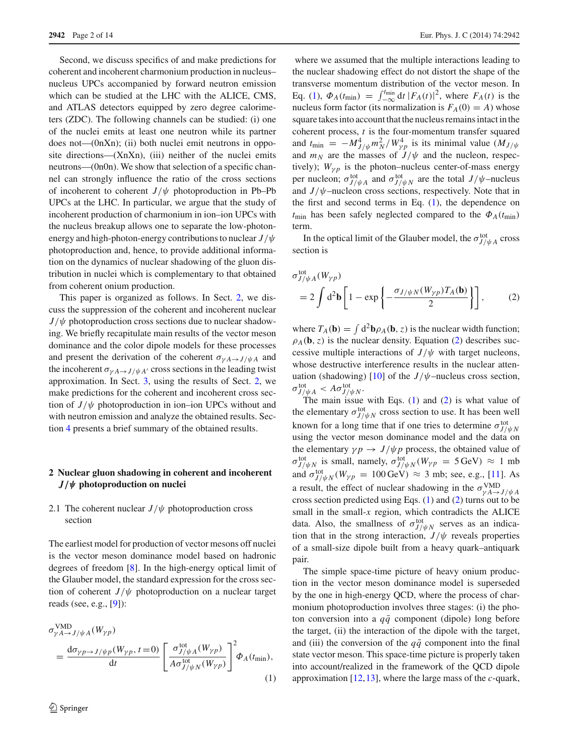Second, we discuss specifics of and make predictions for coherent and incoherent charmonium production in nucleus–nucleus UPCs accompanied by forward neutron emission which can be studied at the LHC with the ALICE, CMS, and ATLAS detectors equipped by zero degree calorimeters (ZDC). The following channels can be studied: (i) one of the nuclei emits at least one neutron while its partner does not—(0nXn); (ii) both nuclei emit neutrons in opposite directions—(XnXn), (iii) neither of the nuclei emits neutrons—(0n0n). We show that selection of a specific channel can strongly influence the ratio of the cross sections of incoherent to coherent $J/\psi$ photoproduction in Pb–Pb UPCs at the LHC. In particular, we argue that the study of incoherent production of charmonium in ion–ion UPCs with the nucleus breakup allows one to separate the low-photon-energy and high-photon-energy contributions to nuclear $J/\psi$ photoproduction and, hence, to provide additional information on the dynamics of nuclear shadowing of the gluon distribution in nuclei which is complementary to that obtained from coherent onium production.

This paper is organized as follows. In Sect. 2, we discuss the suppression of the coherent and incoherent nuclear $J/\psi$ photoproduction cross sections due to nuclear shadowing. We briefly recapitulate main results of the vector meson dominance and the color dipole models for these processes and present the derivation of the coherent $\sigma_{\gamma A\to J/\psi A}$ and the incoherent $\sigma_{\gamma A\to J/\psi A'}$ cross sections in the leading twist approximation. In Sect. 3, using the results of Sect. 2, we make predictions for the coherent and incoherent cross section of $J/\psi$ photoproduction in ion–ion UPCs without and with neutron emission and analyze the obtained results. Section 4 presents a brief summary of the obtained results.

## 2 Nuclear gluon shadowing in coherent and incoherent $J/\psi$ photoproduction on nuclei

### 2.1 The coherent nuclear $J/\psi$ photoproduction cross section

The earliest model for production of vector mesons off nuclei is the vector meson dominance model based on hadronic degrees of freedom [8]. In the high-energy optical limit of the Glauber model, the standard expression for the cross section of coherent $J/\psi$ photoproduction on a nuclear target reads (see, e.g., [9]):

$$\sigma^{\rm VMD}_{\gamma A\to J/\psi A}(W_{\gamma p}) = \frac{d\sigma_{\gamma p\to J/\psi p}(W_{\gamma p}, t=0)}{dt}\left[\frac{\sigma^{\rm tot}_{J/\psi A}(W_{\gamma p})}{A\sigma^{\rm tot}_{J/\psi N}(W_{\gamma p})}\right]^2 \Phi_A(t_{\min}), \tag{1}$$

where we assumed that the multiple interactions leading to the nuclear shadowing effect do not distort the shape of the transverse momentum distribution of the vector meson. In Eq. (1), $\Phi_A(t_{\min}) = \int_{-\infty}^{t_{\min}} dt\, |F_A(t)|^2$, where $F_A(t)$ is the nucleus form factor (its normalization is $F_A(0)=A$) whose square takes into account that the nucleus remains intact in the coherent process, $t$ is the four-momentum transfer squared and $t_{\min} = -M^4_{J/\psi}m^2_N/W^4_{\gamma p}$ is its minimal value ($M_{J/\psi}$ and $m_N$ are the masses of $J/\psi$ and the nucleon, respectively); $W_{\gamma p}$ is the photon–nucleus center-of-mass energy per nucleon; $\sigma^{\rm tot}_{J/\psi A}$ and $\sigma^{\rm tot}_{J/\psi N}$ are the total $J/\psi$–nucleus and $J/\psi$–nucleon cross sections, respectively. Note that in the first and second terms in Eq. (1), the dependence on $t_{\min}$ has been safely neglected compared to the $\Phi_A(t_{\min})$ term.

In the optical limit of the Glauber model, the $\sigma^{\rm tot}_{J/\psi A}$ cross section is

$$\sigma^{\rm tot}_{J/\psi A}(W_{\gamma p}) = 2\int d^2\mathbf{b}\left[1-\exp\left\{-\frac{\sigma_{J/\psi N}(W_{\gamma p})T_A(\mathbf{b})}{2}\right\}\right], \tag{2}$$

where $T_A(\mathbf{b}) = \int d^2\mathbf{b}\rho_A(\mathbf{b}, z)$ is the nuclear width function; $\rho_A(\mathbf{b}, z)$ is the nuclear density. Equation (2) describes successive multiple interactions of $J/\psi$ with target nucleons, whose destructive interference results in the nuclear attenuation (shadowing) [10] of the $J/\psi$–nucleus cross section, $\sigma^{\rm tot}_{J/\psi A} < A\sigma^{\rm tot}_{J/\psi N}$.

The main issue with Eqs. (1) and (2) is what value of the elementary $\sigma^{\rm tot}_{J/\psi N}$ cross section to use. It has been well known for a long time that if one tries to determine $\sigma^{\rm tot}_{J/\psi N}$ using the vector meson dominance model and the data on the elementary $\gamma p\to J/\psi p$ process, the obtained value of $\sigma^{\rm tot}_{J/\psi N}$ is small, namely, $\sigma^{\rm tot}_{J/\psi N}(W_{\gamma p} = 5\,\text{GeV}) \approx 1$ mb and $\sigma^{\rm tot}_{J/\psi N}(W_{\gamma p} = 100\,\text{GeV}) \approx 3$ mb; see, e.g., [11]. As a result, the effect of nuclear shadowing in the $\sigma^{\rm VMD}_{\gamma A\to J/\psi A}$ cross section predicted using Eqs. (1) and (2) turns out to be small in the small-$x$ region, which contradicts the ALICE data. Also, the smallness of $\sigma^{\rm tot}_{J/\psi N}$ serves as an indication that in the strong interaction, $J/\psi$ reveals properties of a small-size dipole built from a heavy quark–antiquark pair.

The simple space-time picture of heavy onium production in the vector meson dominance model is superseded by the one in high-energy QCD, where the process of charmonium photoproduction involves three stages: (i) the photon conversion into a $q\bar{q}$ component (dipole) long before the target, (ii) the interaction of the dipole with the target, and (iii) the conversion of the $q\bar{q}$ component into the final state vector meson. This space-time picture is properly taken into account/realized in the framework of the QCD dipole approximation [12,13], where the large mass of the $c$-quark,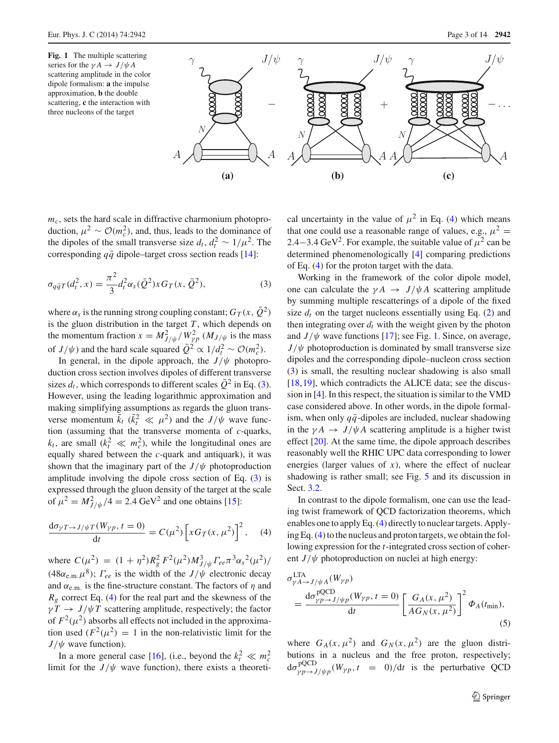**Fig. 1** The multiple scattering series for the $\gamma A \to J/\psi A$ scattering amplitude in the color dipole formalism: **a** the impulse approximation, **b** the double scattering, **c** the interaction with three nucleons of the target

$m_c$, sets the hard scale in diffractive charmonium photoproduction, $\mu^2 \sim \mathcal{O}(m_c^2)$, and, thus, leads to the dominance of the dipoles of the small transverse size $d_t$, $d_t^2 \sim 1/\mu^2$. The corresponding $q\bar{q}$ dipole–target cross section reads [14]:

$$\sigma_{q\bar{q}T}(d_t^2, x) = \frac{\pi^2}{3} d_t^2 \alpha_s(\bar{Q}^2) x G_T(x, \bar{Q}^2), \tag{3}$$

where $\alpha_s$ is the running strong coupling constant; $G_T(x, \bar{Q}^2)$ is the gluon distribution in the target $T$, which depends on the momentum fraction $x = M_{J/\psi}^2/W_{\gamma p}^2$ ($M_{J/\psi}$ is the mass of $J/\psi$) and the hard scale squared $\bar{Q}^2 \propto 1/d_t^2 \sim \mathcal{O}(m_c^2)$.

In general, in the dipole approach, the $J/\psi$ photoproduction cross section involves dipoles of different transverse sizes $d_t$, which corresponds to different scales $\bar{Q}^2$ in Eq. (3). However, using the leading logarithmic approximation and making simplifying assumptions as regards the gluon transverse momentum $\tilde{k}_t$ ($\tilde{k}_t^2 \ll \mu^2$) and the $J/\psi$ wave function (assuming that the transverse momenta of $c$-quarks, $k_t$, are small ($k_t^2 \ll m_c^2$), while the longitudinal ones are equally shared between the $c$-quark and antiquark), it was shown that the imaginary part of the $J/\psi$ photoproduction amplitude involving the dipole cross section of Eq. (3) is expressed through the gluon density of the target at the scale of $\mu^2 = M_{J/\psi}^2/4 = 2.4$ GeV$^2$ and one obtains [15]:

$$\frac{d\sigma_{\gamma T \to J/\psi T}(W_{\gamma p}, t=0)}{dt} = C(\mu^2)\left[x G_T(x, \mu^2)\right]^2, \tag{4}$$

where $C(\mu^2) = (1+\eta^2) R_g^2 F^2(\mu^2) M_{J/\psi}^3 \Gamma_{ee} \pi^3 \alpha_s{}^2(\mu^2)/(48\alpha_{\rm e.m.}\mu^8)$; $\Gamma_{ee}$ is the width of the $J/\psi$ electronic decay and $\alpha_{\rm e.m.}$ is the fine-structure constant. The factors of $\eta$ and $R_g$ correct Eq. (4) for the real part and the skewness of the $\gamma T \to J/\psi T$ scattering amplitude, respectively; the factor of $F^2(\mu^2)$ absorbs all effects not included in the approximation used ($F^2(\mu^2) = 1$ in the non-relativistic limit for the $J/\psi$ wave function).

In a more general case [16], (i.e., beyond the $k_t^2 \ll m_c^2$ limit for the $J/\psi$ wave function), there exists a theoretical uncertainty in the value of $\mu^2$ in Eq. (4) which means that one could use a reasonable range of values, e.g., $\mu^2 = 2.4{-}3.4$ GeV$^2$. For example, the suitable value of $\mu^2$ can be determined phenomenologically [4] comparing predictions of Eq. (4) for the proton target with the data.

Working in the framework of the color dipole model, one can calculate the $\gamma A \to J/\psi A$ scattering amplitude by summing multiple rescatterings of a dipole of the fixed size $d_t$ on the target nucleons essentially using Eq. (2) and then integrating over $d_t$ with the weight given by the photon and $J/\psi$ wave functions [17]; see Fig. 1. Since, on average, $J/\psi$ photoproduction is dominated by small transverse size dipoles and the corresponding dipole–nucleon cross section (3) is small, the resulting nuclear shadowing is also small [18,19], which contradicts the ALICE data; see the discussion in [4]. In this respect, the situation is similar to the VMD case considered above. In other words, in the dipole formalism, when only $q\bar{q}$-dipoles are included, nuclear shadowing in the $\gamma A \to J/\psi A$ scattering amplitude is a higher twist effect [20]. At the same time, the dipole approach describes reasonably well the RHIC UPC data corresponding to lower energies (larger values of $x$), where the effect of nuclear shadowing is rather small; see Fig. 5 and its discussion in Sect. 3.2.

In contrast to the dipole formalism, one can use the leading twist framework of QCD factorization theorems, which enables one to apply Eq. (4) directly to nuclear targets. Applying Eq. (4) to the nucleus and proton targets, we obtain the following expression for the $t$-integrated cross section of coherent $J/\psi$ photoproduction on nuclei at high energy:

$$\sigma^{\rm LTA}_{\gamma A \to J/\psi A}(W_{\gamma p}) = \frac{d\sigma^{\rm pQCD}_{\gamma p \to J/\psi p}(W_{\gamma p}, t=0)}{dt}\left[\frac{G_A(x, \mu^2)}{A G_N(x, \mu^2)}\right]^2 \Phi_A(t_{\rm min}), \tag{5}$$

where $G_A(x, \mu^2)$ and $G_N(x, \mu^2)$ are the gluon distributions in a nucleus and the free proton, respectively; $d\sigma^{\rm pQCD}_{\gamma p \to J/\psi p}(W_{\gamma p}, t = 0)/dt$ is the perturbative QCD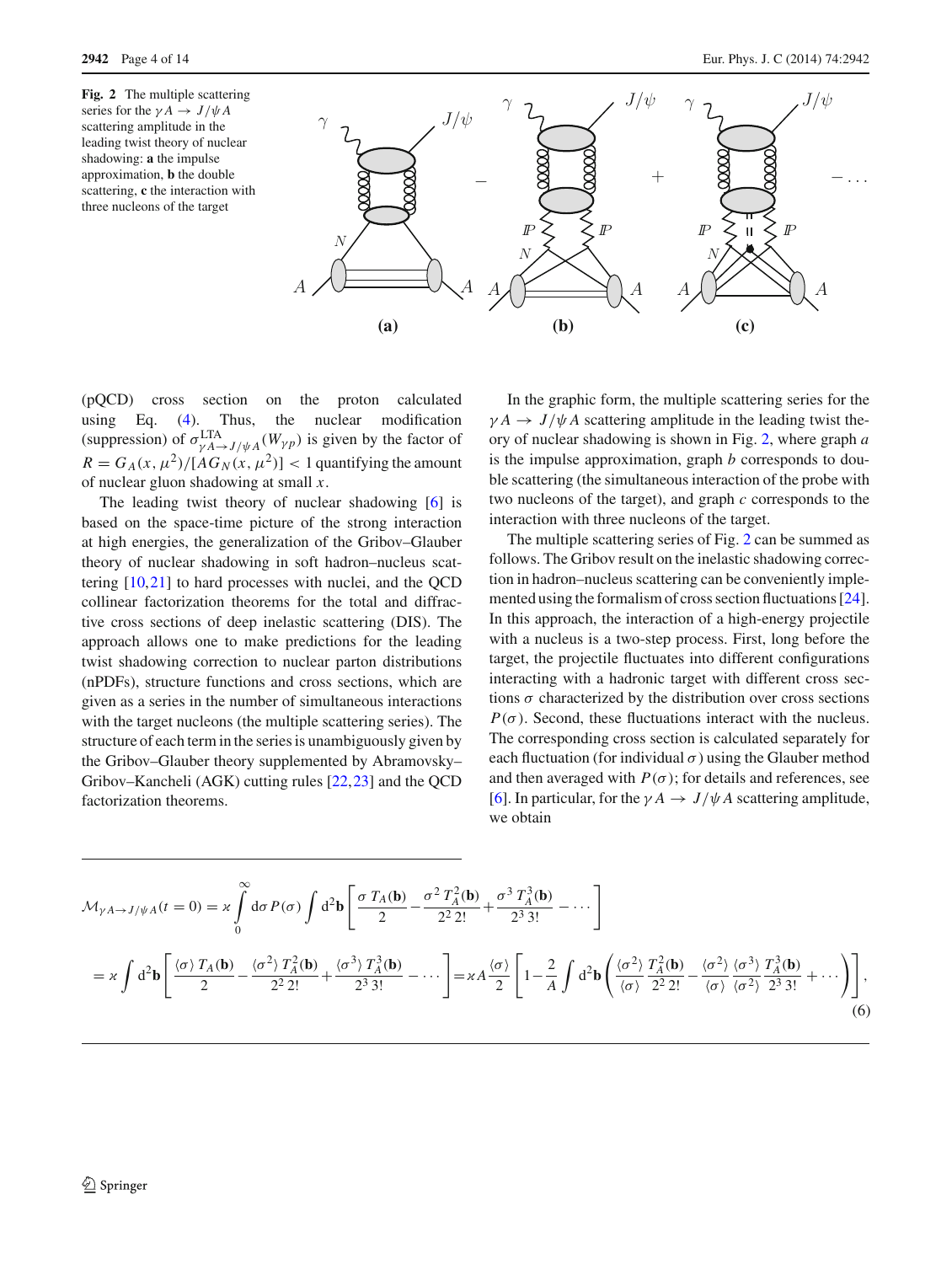**Fig. 2** The multiple scattering series for the $\gamma A \to J/\psi A$ scattering amplitude in the leading twist theory of nuclear shadowing: **a** the impulse approximation, **b** the double scattering, **c** the interaction with three nucleons of the target

(pQCD) cross section on the proton calculated using Eq. (4). Thus, the nuclear modification (suppression) of $\sigma^{\rm LTA}_{\gamma A\to J/\psi A}(W_{\gamma p})$ is given by the factor of $R = G_A(x,\mu^2)/[AG_N(x,\mu^2)] < 1$ quantifying the amount of nuclear gluon shadowing at small $x$.

The leading twist theory of nuclear shadowing [6] is based on the space-time picture of the strong interaction at high energies, the generalization of the Gribov–Glauber theory of nuclear shadowing in soft hadron–nucleus scattering [10,21] to hard processes with nuclei, and the QCD collinear factorization theorems for the total and diffractive cross sections of deep inelastic scattering (DIS). The approach allows one to make predictions for the leading twist shadowing correction to nuclear parton distributions (nPDFs), structure functions and cross sections, which are given as a series in the number of simultaneous interactions with the target nucleons (the multiple scattering series). The structure of each term in the series is unambiguously given by the Gribov–Glauber theory supplemented by Abramovsky–Gribov–Kancheli (AGK) cutting rules [22,23] and the QCD factorization theorems.

In the graphic form, the multiple scattering series for the $\gamma A \to J/\psi A$ scattering amplitude in the leading twist theory of nuclear shadowing is shown in Fig. 2, where graph *a* is the impulse approximation, graph *b* corresponds to double scattering (the simultaneous interaction of the probe with two nucleons of the target), and graph *c* corresponds to the interaction with three nucleons of the target.

The multiple scattering series of Fig. 2 can be summed as follows. The Gribov result on the inelastic shadowing correction in hadron–nucleus scattering can be conveniently implemented using the formalism of cross section fluctuations [24]. In this approach, the interaction of a high-energy projectile with a nucleus is a two-step process. First, long before the target, the projectile fluctuates into different configurations interacting with a hadronic target with different cross sections $\sigma$ characterized by the distribution over cross sections $P(\sigma)$. Second, these fluctuations interact with the nucleus. The corresponding cross section is calculated separately for each fluctuation (for individual $\sigma$) using the Glauber method and then averaged with $P(\sigma)$; for details and references, see [6]. In particular, for the $\gamma A \to J/\psi A$ scattering amplitude, we obtain

$$
\begin{aligned}
\mathcal{M}_{\gamma A\to J/\psi A}(t=0) &= \varkappa \int_0^\infty d\sigma\, P(\sigma) \int d^2\mathbf{b} \left[ \frac{\sigma\, T_A(\mathbf{b})}{2} - \frac{\sigma^2\, T_A^2(\mathbf{b})}{2^2\, 2!} + \frac{\sigma^3\, T_A^3(\mathbf{b})}{2^3\, 3!} - \cdots \right] \\
&= \varkappa \int d^2\mathbf{b} \left[ \frac{\langle\sigma\rangle\, T_A(\mathbf{b})}{2} - \frac{\langle\sigma^2\rangle\, T_A^2(\mathbf{b})}{2^2\, 2!} + \frac{\langle\sigma^3\rangle\, T_A^3(\mathbf{b})}{2^3\, 3!} - \cdots \right] = \varkappa A \frac{\langle\sigma\rangle}{2} \left[ 1 - \frac{2}{A} \int d^2\mathbf{b} \left( \frac{\langle\sigma^2\rangle}{\langle\sigma\rangle} \frac{T_A^2(\mathbf{b})}{2^2\, 2!} - \frac{\langle\sigma^2\rangle}{\langle\sigma\rangle} \frac{\langle\sigma^3\rangle}{\langle\sigma^2\rangle} \frac{T_A^3(\mathbf{b})}{2^3\, 3!} + \cdots \right) \right],
\end{aligned}
\tag{6}
$$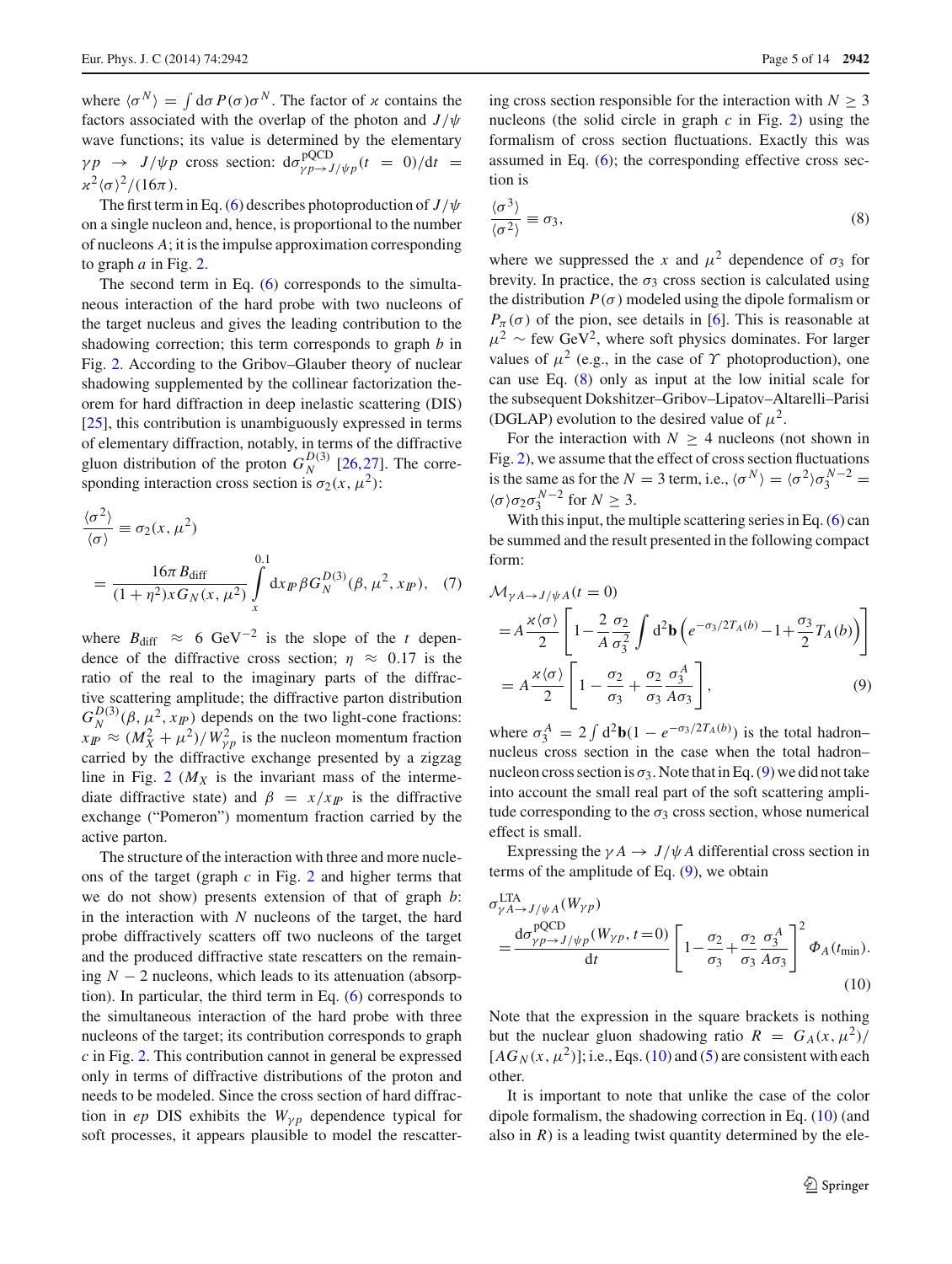where $\langle \sigma^N \rangle = \int d\sigma P(\sigma)\sigma^N$. The factor of $\varkappa$ contains the factors associated with the overlap of the photon and $J/\psi$ wave functions; its value is determined by the elementary $\gamma p \to J/\psi p$ cross section: $d\sigma^{\rm pQCD}_{\gamma p \to J/\psi p}(t=0)/dt = \varkappa^2 \langle \sigma \rangle^2/(16\pi)$.

The first term in Eq. (6) describes photoproduction of $J/\psi$ on a single nucleon and, hence, is proportional to the number of nucleons $A$; it is the impulse approximation corresponding to graph *a* in Fig. 2.

The second term in Eq. (6) corresponds to the simultaneous interaction of the hard probe with two nucleons of the target nucleus and gives the leading contribution to the shadowing correction; this term corresponds to graph *b* in Fig. 2. According to the Gribov–Glauber theory of nuclear shadowing supplemented by the collinear factorization theorem for hard diffraction in deep inelastic scattering (DIS) [25], this contribution is unambiguously expressed in terms of elementary diffraction, notably, in terms of the diffractive gluon distribution of the proton $G_N^{D(3)}$ [26,27]. The corresponding interaction cross section is $\sigma_2(x,\mu^2)$:

$$
\frac{\langle \sigma^2 \rangle}{\langle \sigma \rangle} \equiv \sigma_2(x,\mu^2) = \frac{16\pi B_{\rm diff}}{(1+\eta^2)xG_N(x,\mu^2)} \int_x^{0.1} dx_{I\!P} \beta G_N^{D(3)}(\beta,\mu^2,x_{I\!P}), \quad (7)
$$

where $B_{\rm diff} \approx 6$ GeV$^{-2}$ is the slope of the $t$ dependence of the diffractive cross section; $\eta \approx 0.17$ is the ratio of the real to the imaginary parts of the diffractive scattering amplitude; the diffractive parton distribution $G_N^{D(3)}(\beta,\mu^2,x_{I\!P})$ depends on the two light-cone fractions: $x_{I\!P} \approx (M_X^2+\mu^2)/W_{\gamma p}^2$ is the nucleon momentum fraction carried by the diffractive exchange presented by a zigzag line in Fig. 2 ($M_X$ is the invariant mass of the intermediate diffractive state) and $\beta = x/x_{I\!P}$ is the diffractive exchange ("Pomeron") momentum fraction carried by the active parton.

The structure of the interaction with three and more nucleons of the target (graph *c* in Fig. 2 and higher terms that we do not show) presents extension of that of graph *b*: in the interaction with $N$ nucleons of the target, the hard probe diffractively scatters off two nucleons of the target and the produced diffractive state rescatters on the remaining $N-2$ nucleons, which leads to its attenuation (absorption). In particular, the third term in Eq. (6) corresponds to the simultaneous interaction of the hard probe with three nucleons of the target; its contribution corresponds to graph *c* in Fig. 2. This contribution cannot in general be expressed only in terms of diffractive distributions of the proton and needs to be modeled. Since the cross section of hard diffraction in *ep* DIS exhibits the $W_{\gamma p}$ dependence typical for soft processes, it appears plausible to model the rescattering cross section responsible for the interaction with $N \geq 3$ nucleons (the solid circle in graph *c* in Fig. 2) using the formalism of cross section fluctuations. Exactly this was assumed in Eq. (6); the corresponding effective cross section is

$$
\frac{\langle \sigma^3 \rangle}{\langle \sigma^2 \rangle} \equiv \sigma_3, \quad (8)
$$

where we suppressed the $x$ and $\mu^2$ dependence of $\sigma_3$ for brevity. In practice, the $\sigma_3$ cross section is calculated using the distribution $P(\sigma)$ modeled using the dipole formalism or $P_\pi(\sigma)$ of the pion, see details in [6]. This is reasonable at $\mu^2 \sim$ few GeV$^2$, where soft physics dominates. For larger values of $\mu^2$ (e.g., in the case of $\Upsilon$ photoproduction), one can use Eq. (8) only as input at the low initial scale for the subsequent Dokshitzer–Gribov–Lipatov–Altarelli–Parisi (DGLAP) evolution to the desired value of $\mu^2$.

For the interaction with $N \geq 4$ nucleons (not shown in Fig. 2), we assume that the effect of cross section fluctuations is the same as for the $N=3$ term, i.e., $\langle \sigma^N \rangle = \langle \sigma^2 \rangle \sigma_3^{N-2} = \langle \sigma \rangle \sigma_2 \sigma_3^{N-2}$ for $N \geq 3$.

With this input, the multiple scattering series in Eq. (6) can be summed and the result presented in the following compact form:

$$
\begin{aligned}
&\mathcal{M}_{\gamma A \to J/\psi A}(t=0) \\
&= A\frac{\varkappa \langle \sigma \rangle}{2}\left[1 - \frac{2}{A}\frac{\sigma_2}{\sigma_3^2}\int d^2\mathbf{b}\left(e^{-\sigma_3/2T_A(b)} - 1 + \frac{\sigma_3}{2}T_A(b)\right)\right] \\
&= A\frac{\varkappa \langle \sigma \rangle}{2}\left[1 - \frac{\sigma_2}{\sigma_3} + \frac{\sigma_2}{\sigma_3}\frac{\sigma_3^A}{A\sigma_3}\right],
\end{aligned} \quad (9)
$$

where $\sigma_3^A = 2\int d^2\mathbf{b}(1 - e^{-\sigma_3/2T_A(b)})$ is the total hadron–nucleus cross section in the case when the total hadron–nucleon cross section is $\sigma_3$. Note that in Eq. (9) we did not take into account the small real part of the soft scattering amplitude corresponding to the $\sigma_3$ cross section, whose numerical effect is small.

Expressing the $\gamma A \to J/\psi A$ differential cross section in terms of the amplitude of Eq. (9), we obtain

$$
\begin{aligned}
&\sigma^{\rm LTA}_{\gamma A \to J/\psi A}(W_{\gamma p}) \\
&= \frac{d\sigma^{\rm pQCD}_{\gamma p \to J/\psi p}(W_{\gamma p}, t=0)}{dt}\left[1 - \frac{\sigma_2}{\sigma_3} + \frac{\sigma_2}{\sigma_3}\frac{\sigma_3^A}{A\sigma_3}\right]^2 \Phi_A(t_{\rm min}).
\end{aligned} \quad (10)
$$

Note that the expression in the square brackets is nothing but the nuclear gluon shadowing ratio $R = G_A(x,\mu^2)/[AG_N(x,\mu^2)]$; i.e., Eqs. (10) and (5) are consistent with each other.

It is important to note that unlike the case of the color dipole formalism, the shadowing correction in Eq. (10) (and also in $R$) is a leading twist quantity determined by the ele-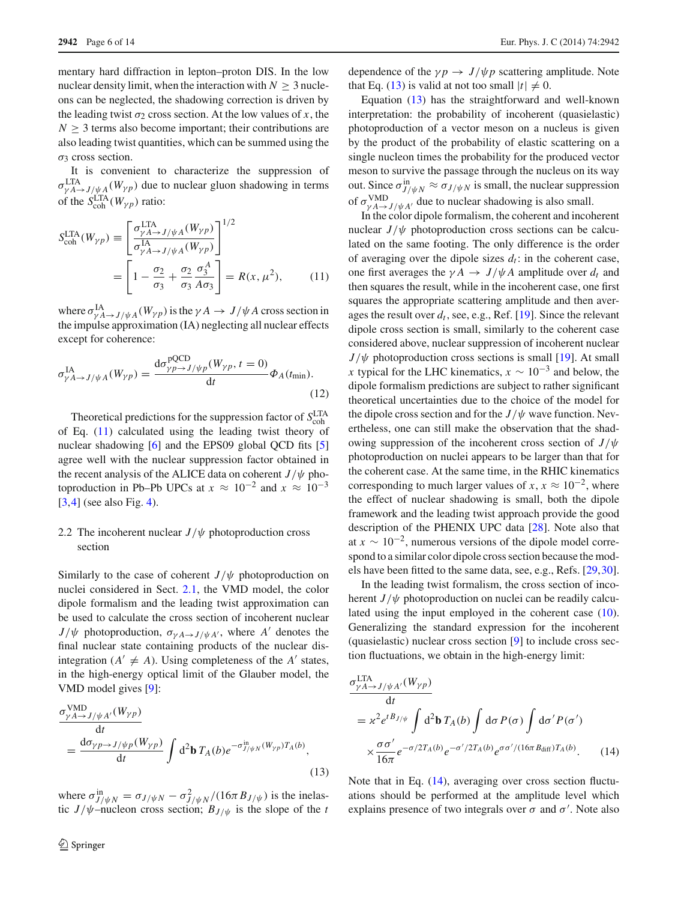mentary hard diffraction in lepton–proton DIS. In the low nuclear density limit, when the interaction with $N \geq 3$ nucleons can be neglected, the shadowing correction is driven by the leading twist $\sigma_2$ cross section. At the low values of $x$, the $N \geq 3$ terms also become important; their contributions are also leading twist quantities, which can be summed using the $\sigma_3$ cross section.

It is convenient to characterize the suppression of $\sigma^{\rm LTA}_{\gamma A\to J/\psi A}(W_{\gamma p})$ due to nuclear gluon shadowing in terms of the $S^{\rm LTA}_{\rm coh}(W_{\gamma p})$ ratio:

$$
S^{\rm LTA}_{\rm coh}(W_{\gamma p}) \equiv \left[\frac{\sigma^{\rm LTA}_{\gamma A\to J/\psi A}(W_{\gamma p})}{\sigma^{\rm IA}_{\gamma A\to J/\psi A}(W_{\gamma p})}\right]^{1/2} = \left[1-\frac{\sigma_2}{\sigma_3}+\frac{\sigma_2}{\sigma_3}\frac{\sigma_3^A}{A\sigma_3}\right] = R(x,\mu^2), \qquad (11)
$$

where $\sigma^{\rm IA}_{\gamma A\to J/\psi A}(W_{\gamma p})$ is the $\gamma A \to J/\psi A$ cross section in the impulse approximation (IA) neglecting all nuclear effects except for coherence:

$$
\sigma^{\rm IA}_{\gamma A\to J/\psi A}(W_{\gamma p}) = \frac{d\sigma^{\rm pQCD}_{\gamma p\to J/\psi p}(W_{\gamma p}, t=0)}{dt}\Phi_A(t_{\rm min}). \qquad (12)
$$

Theoretical predictions for the suppression factor of $S^{\rm LTA}_{\rm coh}$ of Eq. (11) calculated using the leading twist theory of nuclear shadowing [6] and the EPS09 global QCD fits [5] agree well with the nuclear suppression factor obtained in the recent analysis of the ALICE data on coherent $J/\psi$ photoproduction in Pb–Pb UPCs at $x \approx 10^{-2}$ and $x \approx 10^{-3}$ [3,4] (see also Fig. 4).

### 2.2 The incoherent nuclear $J/\psi$ photoproduction cross section

Similarly to the case of coherent $J/\psi$ photoproduction on nuclei considered in Sect. 2.1, the VMD model, the color dipole formalism and the leading twist approximation can be used to calculate the cross section of incoherent nuclear $J/\psi$ photoproduction, $\sigma_{\gamma A\to J/\psi A'}$, where $A'$ denotes the final nuclear state containing products of the nuclear disintegration ($A' \neq A$). Using completeness of the $A'$ states, in the high-energy optical limit of the Glauber model, the VMD model gives [9]:

$$
\frac{\sigma^{\rm VMD}_{\gamma A\to J/\psi A'}(W_{\gamma p})}{dt} = \frac{d\sigma_{\gamma p\to J/\psi p}(W_{\gamma p})}{dt}\int d^2\mathbf{b}\, T_A(b) e^{-\sigma^{\rm in}_{J/\psi N}(W_{\gamma p})T_A(b)}, \qquad (13)
$$

where $\sigma^{\rm in}_{J/\psi N} = \sigma_{J/\psi N} - \sigma^2_{J/\psi N}/(16\pi B_{J/\psi})$ is the inelastic $J/\psi$–nucleon cross section; $B_{J/\psi}$ is the slope of the $t$ dependence of the $\gamma p \to J/\psi p$ scattering amplitude. Note that Eq. (13) is valid at not too small $|t| \neq 0$.

Equation (13) has the straightforward and well-known interpretation: the probability of incoherent (quasielastic) photoproduction of a vector meson on a nucleus is given by the product of the probability of elastic scattering on a single nucleon times the probability for the produced vector meson to survive the passage through the nucleus on its way out. Since $\sigma^{\rm in}_{J/\psi N} \approx \sigma_{J/\psi N}$ is small, the nuclear suppression of $\sigma^{\rm VMD}_{\gamma A\to J/\psi A'}$ due to nuclear shadowing is also small.

In the color dipole formalism, the coherent and incoherent nuclear $J/\psi$ photoproduction cross sections can be calculated on the same footing. The only difference is the order of averaging over the dipole sizes $d_t$: in the coherent case, one first averages the $\gamma A \to J/\psi A$ amplitude over $d_t$ and then squares the result, while in the incoherent case, one first squares the appropriate scattering amplitude and then averages the result over $d_t$, see, e.g., Ref. [19]. Since the relevant dipole cross section is small, similarly to the coherent case considered above, nuclear suppression of incoherent nuclear $J/\psi$ photoproduction cross sections is small [19]. At small $x$ typical for the LHC kinematics, $x \sim 10^{-3}$ and below, the dipole formalism predictions are subject to rather significant theoretical uncertainties due to the choice of the model for the dipole cross section and for the $J/\psi$ wave function. Nevertheless, one can still make the observation that the shadowing suppression of the incoherent cross section of $J/\psi$ photoproduction on nuclei appears to be larger than that for the coherent case. At the same time, in the RHIC kinematics corresponding to much larger values of $x$, $x \approx 10^{-2}$, where the effect of nuclear shadowing is small, both the dipole framework and the leading twist approach provide the good description of the PHENIX UPC data [28]. Note also that at $x \sim 10^{-2}$, numerous versions of the dipole model correspond to a similar color dipole cross section because the models have been fitted to the same data, see, e.g., Refs. [29,30].

In the leading twist formalism, the cross section of incoherent $J/\psi$ photoproduction on nuclei can be readily calculated using the input employed in the coherent case (10). Generalizing the standard expression for the incoherent (quasielastic) nuclear cross section [9] to include cross section fluctuations, we obtain in the high-energy limit:

$$
\frac{\sigma^{\rm LTA}_{\gamma A\to J/\psi A'}(W_{\gamma p})}{dt} = \varkappa^2 e^{tB_{J/\psi}}\int d^2\mathbf{b}\, T_A(b)\int d\sigma\, P(\sigma)\int d\sigma' P(\sigma') \times \frac{\sigma\sigma'}{16\pi}e^{-\sigma/2T_A(b)}e^{-\sigma'/2T_A(b)}e^{\sigma\sigma'/(16\pi B_{\rm diff})T_A(b)}. \qquad (14)
$$

Note that in Eq. (14), averaging over cross section fluctuations should be performed at the amplitude level which explains presence of two integrals over $\sigma$ and $\sigma'$. Note also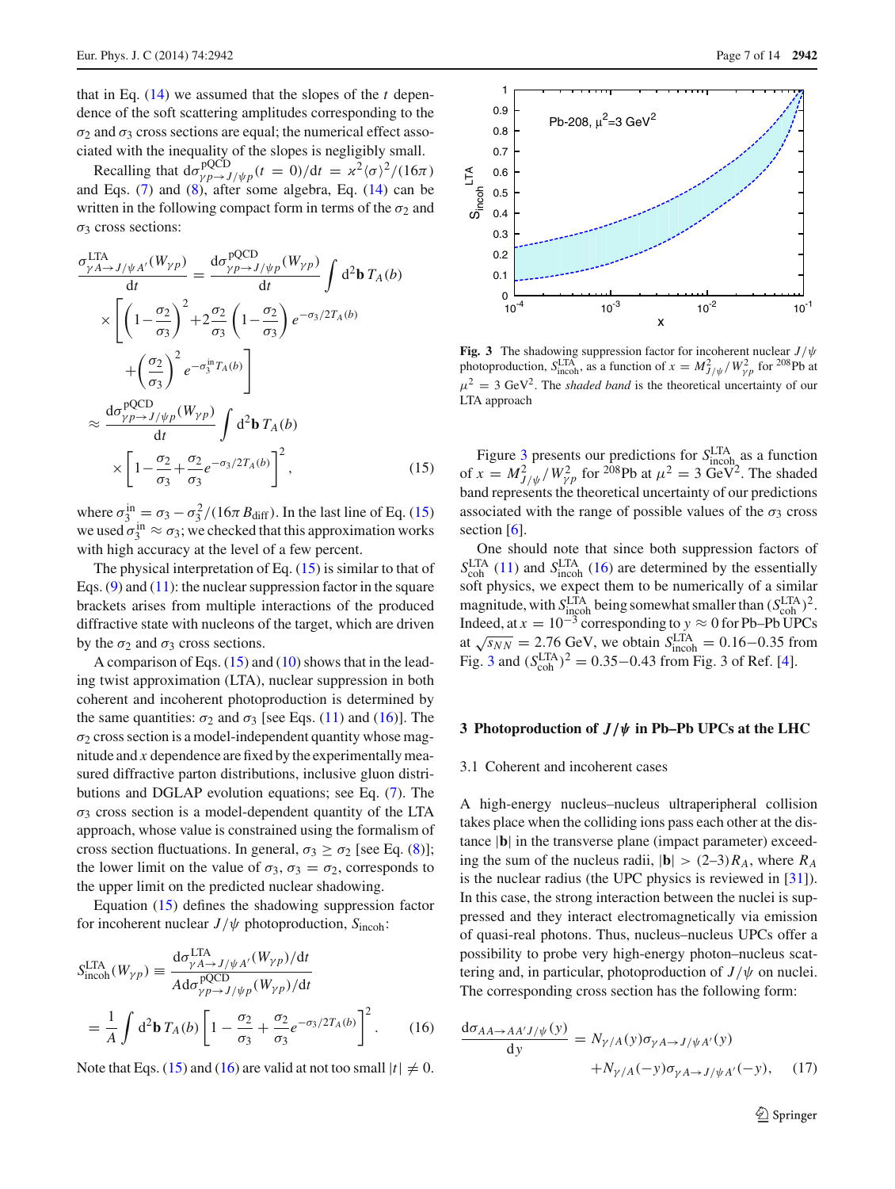that in Eq. (14) we assumed that the slopes of the $t$ dependence of the soft scattering amplitudes corresponding to the $\sigma_2$ and $\sigma_3$ cross sections are equal; the numerical effect associated with the inequality of the slopes is negligibly small.

Recalling that $d\sigma^{\rm pQCD}_{\gamma p\to J/\psi p}(t=0)/dt = \varkappa^2\langle\sigma\rangle^2/(16\pi)$ and Eqs. (7) and (8), after some algebra, Eq. (14) can be written in the following compact form in terms of the $\sigma_2$ and $\sigma_3$ cross sections:

$$
\begin{aligned}
\frac{\sigma^{\rm LTA}_{\gamma A\to J/\psi A'}(W_{\gamma p})}{dt} &= \frac{d\sigma^{\rm pQCD}_{\gamma p\to J/\psi p}(W_{\gamma p})}{dt}\int d^2\mathbf{b}\, T_A(b) \\
&\times\left[\left(1-\frac{\sigma_2}{\sigma_3}\right)^2 + 2\frac{\sigma_2}{\sigma_3}\left(1-\frac{\sigma_2}{\sigma_3}\right)e^{-\sigma_3/2T_A(b)} \right.\\
&\left. + \left(\frac{\sigma_2}{\sigma_3}\right)^2 e^{-\sigma_3^{\rm in}T_A(b)}\right] \\
&\approx \frac{d\sigma^{\rm pQCD}_{\gamma p\to J/\psi p}(W_{\gamma p})}{dt}\int d^2\mathbf{b}\, T_A(b) \\
&\times\left[1-\frac{\sigma_2}{\sigma_3}+\frac{\sigma_2}{\sigma_3}e^{-\sigma_3/2T_A(b)}\right]^2,
\end{aligned}
\tag{15}
$$

where $\sigma_3^{\rm in} = \sigma_3 - \sigma_3^2/(16\pi B_{\rm diff})$. In the last line of Eq. (15) we used $\sigma_3^{\rm in}\approx\sigma_3$; we checked that this approximation works with high accuracy at the level of a few percent.

The physical interpretation of Eq. (15) is similar to that of Eqs. (9) and (11): the nuclear suppression factor in the square brackets arises from multiple interactions of the produced diffractive state with nucleons of the target, which are driven by the $\sigma_2$ and $\sigma_3$ cross sections.

A comparison of Eqs. (15) and (10) shows that in the leading twist approximation (LTA), nuclear suppression in both coherent and incoherent photoproduction is determined by the same quantities: $\sigma_2$ and $\sigma_3$ [see Eqs. (11) and (16)]. The $\sigma_2$ cross section is a model-independent quantity whose magnitude and $x$ dependence are fixed by the experimentally measured diffractive parton distributions, inclusive gluon distributions and DGLAP evolution equations; see Eq. (7). The $\sigma_3$ cross section is a model-dependent quantity of the LTA approach, whose value is constrained using the formalism of cross section fluctuations. In general, $\sigma_3\geq\sigma_2$ [see Eq. (8)]; the lower limit on the value of $\sigma_3$, $\sigma_3=\sigma_2$, corresponds to the upper limit on the predicted nuclear shadowing.

Equation (15) defines the shadowing suppression factor for incoherent nuclear $J/\psi$ photoproduction, $S_{\rm incoh}$:

$$
\begin{aligned}
S^{\rm LTA}_{\rm incoh}(W_{\gamma p}) &\equiv \frac{d\sigma^{\rm LTA}_{\gamma A\to J/\psi A'}(W_{\gamma p})/dt}{A\, d\sigma^{\rm pQCD}_{\gamma p\to J/\psi p}(W_{\gamma p})/dt} \\
&= \frac{1}{A}\int d^2\mathbf{b}\, T_A(b)\left[1-\frac{\sigma_2}{\sigma_3}+\frac{\sigma_2}{\sigma_3}e^{-\sigma_3/2T_A(b)}\right]^2.
\end{aligned}
\tag{16}
$$

Note that Eqs. (15) and (16) are valid at not too small $|t|\neq 0$.

**Fig. 3** The shadowing suppression factor for incoherent nuclear $J/\psi$ photoproduction, $S^{\rm LTA}_{\rm incoh}$, as a function of $x=M^2_{J/\psi}/W^2_{\gamma p}$ for $^{208}$Pb at $\mu^2=3$ GeV$^2$. The *shaded band* is the theoretical uncertainty of our LTA approach

Figure 3 presents our predictions for $S^{\rm LTA}_{\rm incoh}$ as a function of $x=M^2_{J/\psi}/W^2_{\gamma p}$ for $^{208}$Pb at $\mu^2=3$ GeV$^2$. The shaded band represents the theoretical uncertainty of our predictions associated with the range of possible values of the $\sigma_3$ cross section [6].

One should note that since both suppression factors of $S^{\rm LTA}_{\rm coh}$ (11) and $S^{\rm LTA}_{\rm incoh}$ (16) are determined by the essentially soft physics, we expect them to be numerically of a similar magnitude, with $S^{\rm LTA}_{\rm incoh}$ being somewhat smaller than $(S^{\rm LTA}_{\rm coh})^2$. Indeed, at $x=10^{-3}$ corresponding to $y\approx 0$ for Pb–Pb UPCs at $\sqrt{s_{NN}}=2.76$ GeV, we obtain $S^{\rm LTA}_{\rm incoh}=0.16-0.35$ from Fig. 3 and $(S^{\rm LTA}_{\rm coh})^2=0.35-0.43$ from Fig. 3 of Ref. [4].

## 3 Photoproduction of $J/\psi$ in Pb–Pb UPCs at the LHC

### 3.1 Coherent and incoherent cases

A high-energy nucleus–nucleus ultraperipheral collision takes place when the colliding ions pass each other at the distance $|\mathbf{b}|$ in the transverse plane (impact parameter) exceeding the sum of the nuclei radii, $|\mathbf{b}|>(2–3)R_A$, where $R_A$ is the nuclear radius (the UPC physics is reviewed in [31]). In this case, the strong interaction between the nuclei is suppressed and they interact electromagnetically via emission of quasi-real photons. Thus, nucleus–nucleus UPCs offer a possibility to probe very high-energy photon–nucleus scattering and, in particular, photoproduction of $J/\psi$ on nuclei. The corresponding cross section has the following form:

$$
\frac{d\sigma_{AA\to AA'J/\psi}(y)}{dy} = N_{\gamma/A}(y)\sigma_{\gamma A\to J/\psi A'}(y) + N_{\gamma/A}(-y)\sigma_{\gamma A\to J/\psi A'}(-y), \tag{17}
$$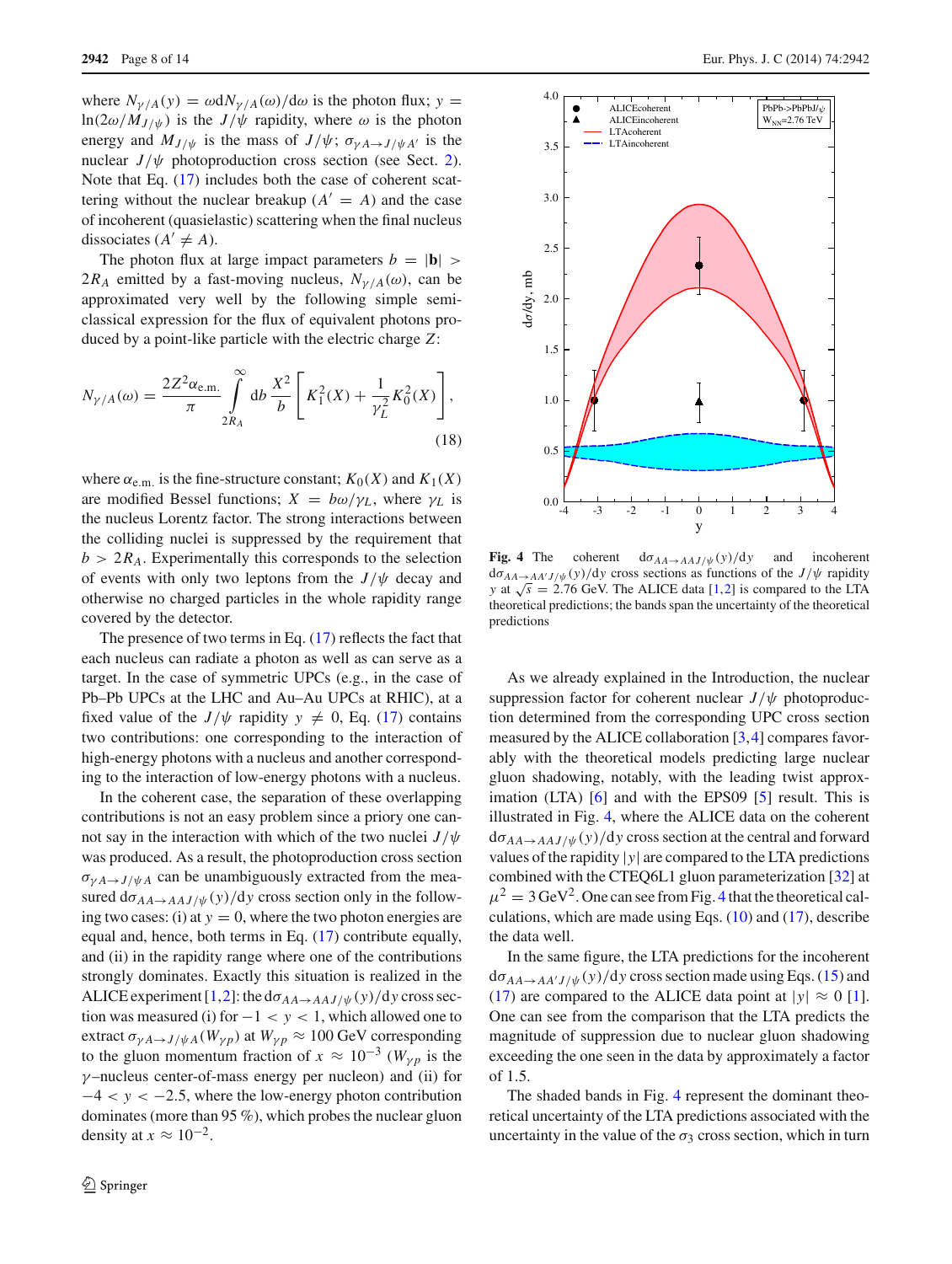where $N_{\gamma/A}(y) = \omega dN_{\gamma/A}(\omega)/d\omega$ is the photon flux; $y = \ln(2\omega/M_{J/\psi})$ is the $J/\psi$ rapidity, where $\omega$ is the photon energy and $M_{J/\psi}$ is the mass of $J/\psi$; $\sigma_{\gamma A \to J/\psi A'}$ is the nuclear $J/\psi$ photoproduction cross section (see Sect. 2). Note that Eq. (17) includes both the case of coherent scattering without the nuclear breakup ($A' = A$) and the case of incoherent (quasielastic) scattering when the final nucleus dissociates ($A' \neq A$).

The photon flux at large impact parameters $b = |\mathbf{b}| > 2R_A$ emitted by a fast-moving nucleus, $N_{\gamma/A}(\omega)$, can be approximated very well by the following simple semi-classical expression for the flux of equivalent photons produced by a point-like particle with the electric charge $Z$:

$$N_{\gamma/A}(\omega) = \frac{2Z^2\alpha_{\text{e.m.}}}{\pi} \int_{2R_A}^{\infty} db\, \frac{X^2}{b} \left[ K_1^2(X) + \frac{1}{\gamma_L^2} K_0^2(X) \right], \tag{18}$$

where $\alpha_{\text{e.m.}}$ is the fine-structure constant; $K_0(X)$ and $K_1(X)$ are modified Bessel functions; $X = b\omega/\gamma_L$, where $\gamma_L$ is the nucleus Lorentz factor. The strong interactions between the colliding nuclei is suppressed by the requirement that $b > 2R_A$. Experimentally this corresponds to the selection of events with only two leptons from the $J/\psi$ decay and otherwise no charged particles in the whole rapidity range covered by the detector.

The presence of two terms in Eq. (17) reflects the fact that each nucleus can radiate a photon as well as can serve as a target. In the case of symmetric UPCs (e.g., in the case of Pb–Pb UPCs at the LHC and Au–Au UPCs at RHIC), at a fixed value of the $J/\psi$ rapidity $y \neq 0$, Eq. (17) contains two contributions: one corresponding to the interaction of high-energy photons with a nucleus and another corresponding to the interaction of low-energy photons with a nucleus.

In the coherent case, the separation of these overlapping contributions is not an easy problem since a priory one cannot say in the interaction with which of the two nuclei $J/\psi$ was produced. As a result, the photoproduction cross section $\sigma_{\gamma A \to J/\psi A}$ can be unambiguously extracted from the measured $d\sigma_{AA \to AAJ/\psi}(y)/dy$ cross section only in the following two cases: (i) at $y = 0$, where the two photon energies are equal and, hence, both terms in Eq. (17) contribute equally, and (ii) in the rapidity range where one of the contributions strongly dominates. Exactly this situation is realized in the ALICE experiment [1,2]: the $d\sigma_{AA \to AAJ/\psi}(y)/dy$ cross section was measured (i) for $-1 < y < 1$, which allowed one to extract $\sigma_{\gamma A \to J/\psi A}(W_{\gamma p})$ at $W_{\gamma p} \approx 100$ GeV corresponding to the gluon momentum fraction of $x \approx 10^{-3}$ ($W_{\gamma p}$ is the $\gamma$–nucleus center-of-mass energy per nucleon) and (ii) for $-4 < y < -2.5$, where the low-energy photon contribution dominates (more than 95 %), which probes the nuclear gluon density at $x \approx 10^{-2}$.

**Fig. 4** The coherent $d\sigma_{AA \to AAJ/\psi}(y)/dy$ and incoherent $d\sigma_{AA \to AA'J/\psi}(y)/dy$ cross sections as functions of the $J/\psi$ rapidity $y$ at $\sqrt{s} = 2.76$ GeV. The ALICE data [1,2] is compared to the LTA theoretical predictions; the bands span the uncertainty of the theoretical predictions

As we already explained in the Introduction, the nuclear suppression factor for coherent nuclear $J/\psi$ photoproduction determined from the corresponding UPC cross section measured by the ALICE collaboration [3,4] compares favorably with the theoretical models predicting large nuclear gluon shadowing, notably, with the leading twist approximation (LTA) [6] and with the EPS09 [5] result. This is illustrated in Fig. 4, where the ALICE data on the coherent $d\sigma_{AA \to AAJ/\psi}(y)/dy$ cross section at the central and forward values of the rapidity $|y|$ are compared to the LTA predictions combined with the CTEQ6L1 gluon parameterization [32] at $\mu^2 = 3\,\text{GeV}^2$. One can see from Fig. 4 that the theoretical calculations, which are made using Eqs. (10) and (17), describe the data well.

In the same figure, the LTA predictions for the incoherent $d\sigma_{AA \to AA'J/\psi}(y)/dy$ cross section made using Eqs. (15) and (17) are compared to the ALICE data point at $|y| \approx 0$ [1]. One can see from the comparison that the LTA predicts the magnitude of suppression due to nuclear gluon shadowing exceeding the one seen in the data by approximately a factor of 1.5.

The shaded bands in Fig. 4 represent the dominant theoretical uncertainty of the LTA predictions associated with the uncertainty in the value of the $\sigma_3$ cross section, which in turn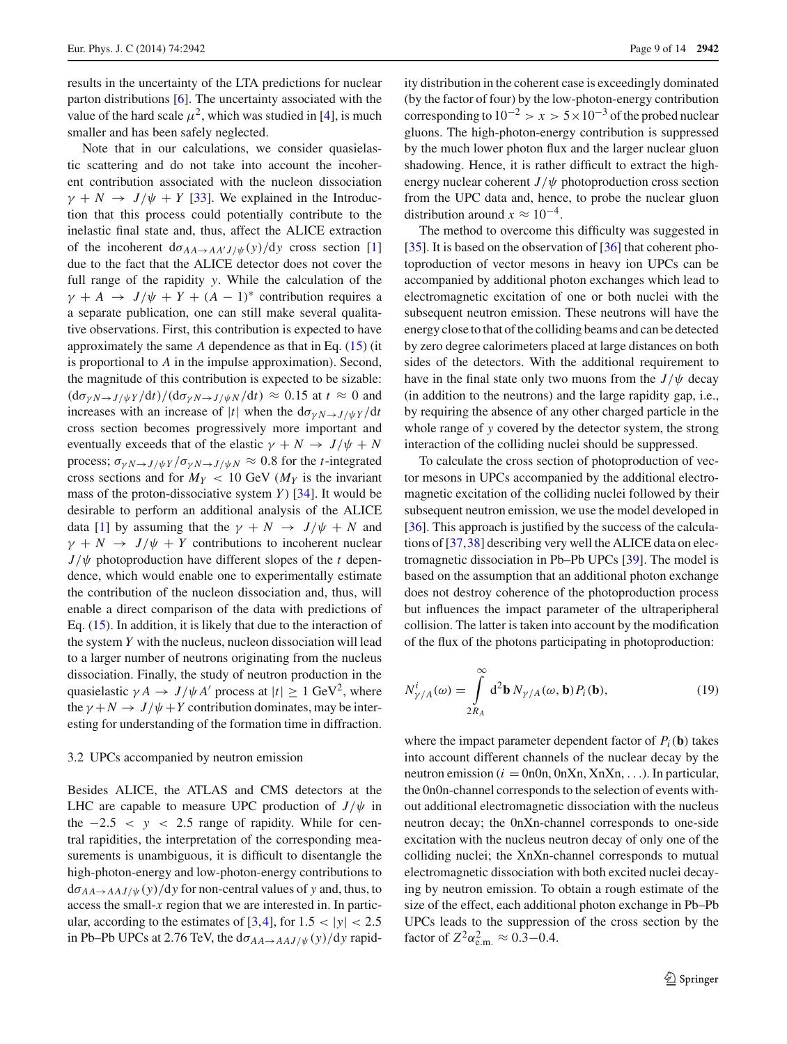results in the uncertainty of the LTA predictions for nuclear parton distributions [6]. The uncertainty associated with the value of the hard scale $\mu^2$, which was studied in [4], is much smaller and has been safely neglected.

Note that in our calculations, we consider quasielastic scattering and do not take into account the incoherent contribution associated with the nucleon dissociation $\gamma + N \to J/\psi + Y$ [33]. We explained in the Introduction that this process could potentially contribute to the inelastic final state and, thus, affect the ALICE extraction of the incoherent $d\sigma_{AA \to AA' J/\psi}(y)/dy$ cross section [1] due to the fact that the ALICE detector does not cover the full range of the rapidity $y$. While the calculation of the $\gamma + A \to J/\psi + Y + (A-1)^*$ contribution requires a a separate publication, one can still make several qualitative observations. First, this contribution is expected to have approximately the same $A$ dependence as that in Eq. (15) (it is proportional to $A$ in the impulse approximation). Second, the magnitude of this contribution is expected to be sizable: $(d\sigma_{\gamma N \to J/\psi Y}/dt)/(d\sigma_{\gamma N \to J/\psi N}/dt) \approx 0.15$ at $t \approx 0$ and increases with an increase of $|t|$ when the $d\sigma_{\gamma N \to J/\psi Y}/dt$ cross section becomes progressively more important and eventually exceeds that of the elastic $\gamma + N \to J/\psi + N$ process; $\sigma_{\gamma N \to J/\psi Y}/\sigma_{\gamma N \to J/\psi N} \approx 0.8$ for the $t$-integrated cross sections and for $M_Y < 10$ GeV ($M_Y$ is the invariant mass of the proton-dissociative system $Y$) [34]. It would be desirable to perform an additional analysis of the ALICE data [1] by assuming that the $\gamma + N \to J/\psi + N$ and $\gamma + N \to J/\psi + Y$ contributions to incoherent nuclear $J/\psi$ photoproduction have different slopes of the $t$ dependence, which would enable one to experimentally estimate the contribution of the nucleon dissociation and, thus, will enable a direct comparison of the data with predictions of Eq. (15). In addition, it is likely that due to the interaction of the system $Y$ with the nucleus, nucleon dissociation will lead to a larger number of neutrons originating from the nucleus dissociation. Finally, the study of neutron production in the quasielastic $\gamma A \to J/\psi A'$ process at $|t| \geq 1$ GeV$^2$, where the $\gamma + N \to J/\psi + Y$ contribution dominates, may be interesting for understanding of the formation time in diffraction.

### 3.2 UPCs accompanied by neutron emission

Besides ALICE, the ATLAS and CMS detectors at the LHC are capable to measure UPC production of $J/\psi$ in the $-2.5 < y < 2.5$ range of rapidity. While for central rapidities, the interpretation of the corresponding measurements is unambiguous, it is difficult to disentangle the high-photon-energy and low-photon-energy contributions to $d\sigma_{AA \to AA J/\psi}(y)/dy$ for non-central values of $y$ and, thus, to access the small-$x$ region that we are interested in. In particular, according to the estimates of [3,4], for $1.5 < |y| < 2.5$ in Pb–Pb UPCs at 2.76 TeV, the $d\sigma_{AA \to AA J/\psi}(y)/dy$ rapidity distribution in the coherent case is exceedingly dominated (by the factor of four) by the low-photon-energy contribution corresponding to $10^{-2} > x > 5 \times 10^{-3}$ of the probed nuclear gluons. The high-photon-energy contribution is suppressed by the much lower photon flux and the larger nuclear gluon shadowing. Hence, it is rather difficult to extract the high-energy nuclear coherent $J/\psi$ photoproduction cross section from the UPC data and, hence, to probe the nuclear gluon distribution around $x \approx 10^{-4}$.

The method to overcome this difficulty was suggested in [35]. It is based on the observation of [36] that coherent photoproduction of vector mesons in heavy ion UPCs can be accompanied by additional photon exchanges which lead to electromagnetic excitation of one or both nuclei with the subsequent neutron emission. These neutrons will have the energy close to that of the colliding beams and can be detected by zero degree calorimeters placed at large distances on both sides of the detectors. With the additional requirement to have in the final state only two muons from the $J/\psi$ decay (in addition to the neutrons) and the large rapidity gap, i.e., by requiring the absence of any other charged particle in the whole range of $y$ covered by the detector system, the strong interaction of the colliding nuclei should be suppressed.

To calculate the cross section of photoproduction of vector mesons in UPCs accompanied by the additional electromagnetic excitation of the colliding nuclei followed by their subsequent neutron emission, we use the model developed in [36]. This approach is justified by the success of the calculations of [37,38] describing very well the ALICE data on electromagnetic dissociation in Pb–Pb UPCs [39]. The model is based on the assumption that an additional photon exchange does not destroy coherence of the photoproduction process but influences the impact parameter of the ultraperipheral collision. The latter is taken into account by the modification of the flux of the photons participating in photoproduction:

$$N^i_{\gamma/A}(\omega) = \int_{2R_A}^{\infty} d^2\mathbf{b}\, N_{\gamma/A}(\omega, \mathbf{b}) P_i(\mathbf{b}), \tag{19}$$

where the impact parameter dependent factor of $P_i(\mathbf{b})$ takes into account different channels of the nuclear decay by the neutron emission ($i =$ 0n0n, 0nXn, XnXn, ...). In particular, the 0n0n-channel corresponds to the selection of events without additional electromagnetic dissociation with the nucleus neutron decay; the 0nXn-channel corresponds to one-side excitation with the nucleus neutron decay of only one of the colliding nuclei; the XnXn-channel corresponds to mutual electromagnetic dissociation with both excited nuclei decaying by neutron emission. To obtain a rough estimate of the size of the effect, each additional photon exchange in Pb–Pb UPCs leads to the suppression of the cross section by the factor of $Z^2\alpha^2_{\mathrm{e.m.}} \approx 0.3{-}0.4$.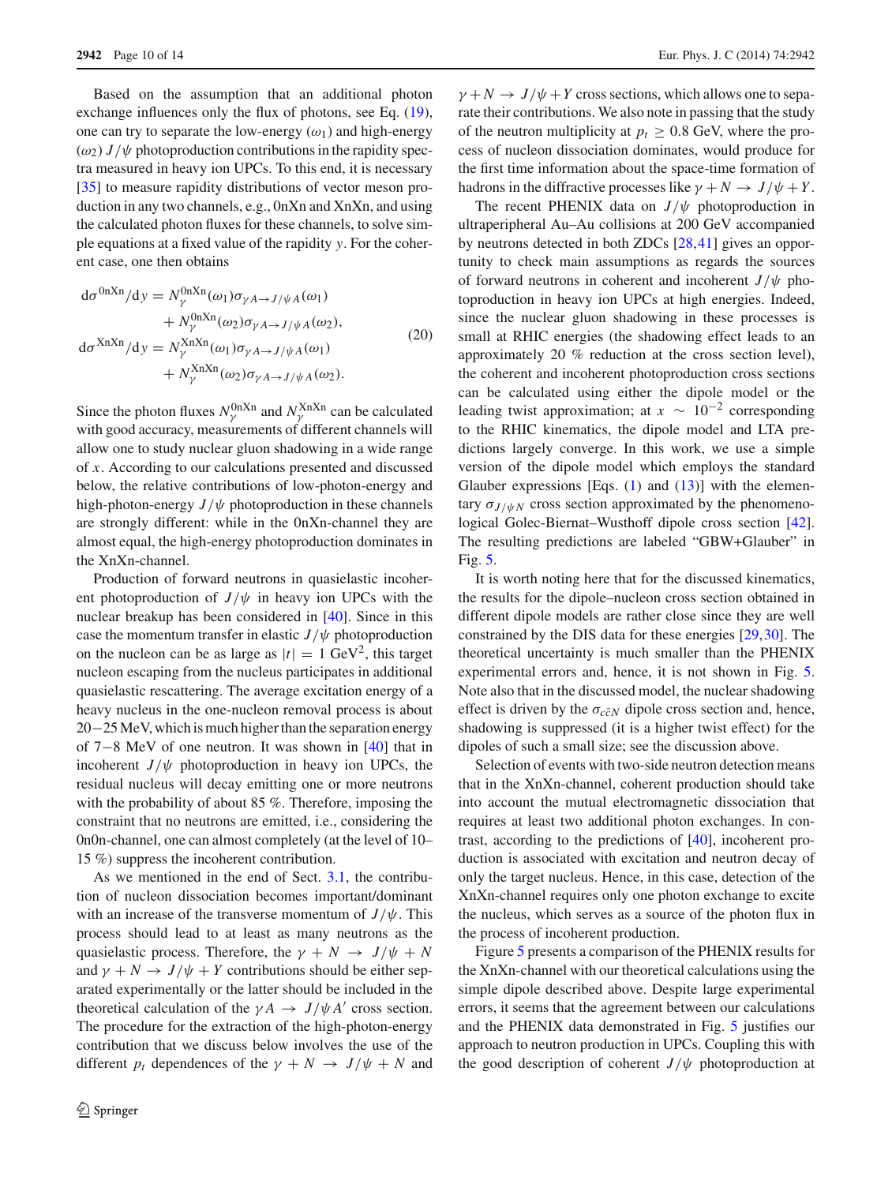Based on the assumption that an additional photon exchange influences only the flux of photons, see Eq. (19), one can try to separate the low-energy ($\omega_1$) and high-energy ($\omega_2$) $J/\psi$ photoproduction contributions in the rapidity spectra measured in heavy ion UPCs. To this end, it is necessary [35] to measure rapidity distributions of vector meson production in any two channels, e.g., 0nXn and XnXn, and using the calculated photon fluxes for these channels, to solve simple equations at a fixed value of the rapidity $y$. For the coherent case, one then obtains

$$
\begin{aligned}
\mathrm{d}\sigma^{0\mathrm{nXn}}/\mathrm{d}y &= N_\gamma^{0\mathrm{nXn}}(\omega_1)\sigma_{\gamma A\to J/\psi A}(\omega_1) \\
&\quad + N_\gamma^{0\mathrm{nXn}}(\omega_2)\sigma_{\gamma A\to J/\psi A}(\omega_2), \\
\mathrm{d}\sigma^{\mathrm{XnXn}}/\mathrm{d}y &= N_\gamma^{\mathrm{XnXn}}(\omega_1)\sigma_{\gamma A\to J/\psi A}(\omega_1) \\
&\quad + N_\gamma^{\mathrm{XnXn}}(\omega_2)\sigma_{\gamma A\to J/\psi A}(\omega_2).
\end{aligned}
\tag{20}
$$

Since the photon fluxes $N_\gamma^{0\mathrm{nXn}}$ and $N_\gamma^{\mathrm{XnXn}}$ can be calculated with good accuracy, measurements of different channels will allow one to study nuclear gluon shadowing in a wide range of $x$. According to our calculations presented and discussed below, the relative contributions of low-photon-energy and high-photon-energy $J/\psi$ photoproduction in these channels are strongly different: while in the 0nXn-channel they are almost equal, the high-energy photoproduction dominates in the XnXn-channel.

Production of forward neutrons in quasielastic incoherent photoproduction of $J/\psi$ in heavy ion UPCs with the nuclear breakup has been considered in [40]. Since in this case the momentum transfer in elastic $J/\psi$ photoproduction on the nucleon can be as large as $|t| = 1$ GeV$^2$, this target nucleon escaping from the nucleus participates in additional quasielastic rescattering. The average excitation energy of a heavy nucleus in the one-nucleon removal process is about 20−25 MeV, which is much higher than the separation energy of 7−8 MeV of one neutron. It was shown in [40] that in incoherent $J/\psi$ photoproduction in heavy ion UPCs, the residual nucleus will decay emitting one or more neutrons with the probability of about 85 %. Therefore, imposing the constraint that no neutrons are emitted, i.e., considering the 0n0n-channel, one can almost completely (at the level of 10–15 %) suppress the incoherent contribution.

As we mentioned in the end of Sect. 3.1, the contribution of nucleon dissociation becomes important/dominant with an increase of the transverse momentum of $J/\psi$. This process should lead to at least as many neutrons as the quasielastic process. Therefore, the $\gamma + N \to J/\psi + N$ and $\gamma + N \to J/\psi + Y$ contributions should be either separated experimentally or the latter should be included in the theoretical calculation of the $\gamma A \to J/\psi A'$ cross section. The procedure for the extraction of the high-photon-energy contribution that we discuss below involves the use of the different $p_t$ dependences of the $\gamma + N \to J/\psi + N$ and $\gamma + N \to J/\psi + Y$ cross sections, which allows one to separate their contributions. We also note in passing that the study of the neutron multiplicity at $p_t \geq 0.8$ GeV, where the process of nucleon dissociation dominates, would produce for the first time information about the space-time formation of hadrons in the diffractive processes like $\gamma + N \to J/\psi + Y$.

The recent PHENIX data on $J/\psi$ photoproduction in ultraperipheral Au–Au collisions at 200 GeV accompanied by neutrons detected in both ZDCs [28,41] gives an opportunity to check main assumptions as regards the sources of forward neutrons in coherent and incoherent $J/\psi$ photoproduction in heavy ion UPCs at high energies. Indeed, since the nuclear gluon shadowing in these processes is small at RHIC energies (the shadowing effect leads to an approximately 20 % reduction at the cross section level), the coherent and incoherent photoproduction cross sections can be calculated using either the dipole model or the leading twist approximation; at $x \sim 10^{-2}$ corresponding to the RHIC kinematics, the dipole model and LTA predictions largely converge. In this work, we use a simple version of the dipole model which employs the standard Glauber expressions [Eqs. (1) and (13)] with the elementary $\sigma_{J/\psi N}$ cross section approximated by the phenomenological Golec-Biernat–Wusthoff dipole cross section [42]. The resulting predictions are labeled "GBW+Glauber" in Fig. 5.

It is worth noting here that for the discussed kinematics, the results for the dipole–nucleon cross section obtained in different dipole models are rather close since they are well constrained by the DIS data for these energies [29,30]. The theoretical uncertainty is much smaller than the PHENIX experimental errors and, hence, it is not shown in Fig. 5. Note also that in the discussed model, the nuclear shadowing effect is driven by the $\sigma_{c\bar{c}N}$ dipole cross section and, hence, shadowing is suppressed (it is a higher twist effect) for the dipoles of such a small size; see the discussion above.

Selection of events with two-side neutron detection means that in the XnXn-channel, coherent production should take into account the mutual electromagnetic dissociation that requires at least two additional photon exchanges. In contrast, according to the predictions of [40], incoherent production is associated with excitation and neutron decay of only the target nucleus. Hence, in this case, detection of the XnXn-channel requires only one photon exchange to excite the nucleus, which serves as a source of the photon flux in the process of incoherent production.

Figure 5 presents a comparison of the PHENIX results for the XnXn-channel with our theoretical calculations using the simple dipole described above. Despite large experimental errors, it seems that the agreement between our calculations and the PHENIX data demonstrated in Fig. 5 justifies our approach to neutron production in UPCs. Coupling this with the good description of coherent $J/\psi$ photoproduction at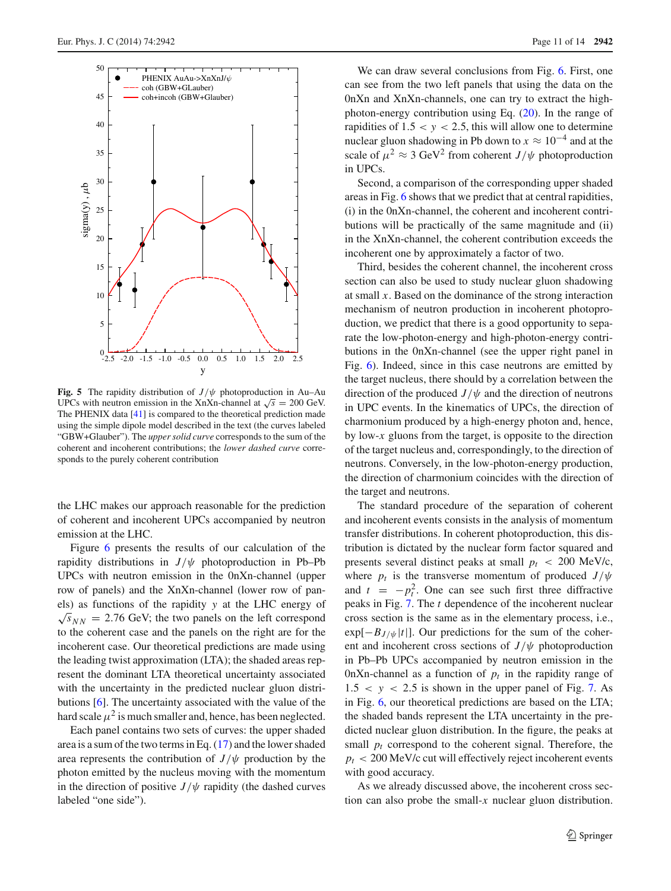Fig. 5 The rapidity distribution of $J/\psi$ photoproduction in Au–Au UPCs with neutron emission in the XnXn-channel at $\sqrt{s} = 200$ GeV. The PHENIX data [41] is compared to the theoretical prediction made using the simple dipole model described in the text (the curves labeled "GBW+Glauber"). The *upper solid curve* corresponds to the sum of the coherent and incoherent contributions; the *lower dashed curve* corresponds to the purely coherent contribution

the LHC makes our approach reasonable for the prediction of coherent and incoherent UPCs accompanied by neutron emission at the LHC.

Figure 6 presents the results of our calculation of the rapidity distributions in $J/\psi$ photoproduction in Pb–Pb UPCs with neutron emission in the 0nXn-channel (upper row of panels) and the XnXn-channel (lower row of panels) as functions of the rapidity $y$ at the LHC energy of $\sqrt{s_{NN}} = 2.76$ GeV; the two panels on the left correspond to the coherent case and the panels on the right are for the incoherent case. Our theoretical predictions are made using the leading twist approximation (LTA); the shaded areas represent the dominant LTA theoretical uncertainty associated with the uncertainty in the predicted nuclear gluon distributions [6]. The uncertainty associated with the value of the hard scale $\mu^2$ is much smaller and, hence, has been neglected.

Each panel contains two sets of curves: the upper shaded area is a sum of the two terms in Eq. (17) and the lower shaded area represents the contribution of $J/\psi$ production by the photon emitted by the nucleus moving with the momentum in the direction of positive $J/\psi$ rapidity (the dashed curves labeled "one side").

We can draw several conclusions from Fig. 6. First, one can see from the two left panels that using the data on the 0nXn and XnXn-channels, one can try to extract the high-photon-energy contribution using Eq. (20). In the range of rapidities of $1.5 < y < 2.5$, this will allow one to determine nuclear gluon shadowing in Pb down to $x \approx 10^{-4}$ and at the scale of $\mu^2 \approx 3$ GeV$^2$ from coherent $J/\psi$ photoproduction in UPCs.

Second, a comparison of the corresponding upper shaded areas in Fig. 6 shows that we predict that at central rapidities, (i) in the 0nXn-channel, the coherent and incoherent contributions will be practically of the same magnitude and (ii) in the XnXn-channel, the coherent contribution exceeds the incoherent one by approximately a factor of two.

Third, besides the coherent channel, the incoherent cross section can also be used to study nuclear gluon shadowing at small $x$. Based on the dominance of the strong interaction mechanism of neutron production in incoherent photoproduction, we predict that there is a good opportunity to separate the low-photon-energy and high-photon-energy contributions in the 0nXn-channel (see the upper right panel in Fig. 6). Indeed, since in this case neutrons are emitted by the target nucleus, there should by a correlation between the direction of the produced $J/\psi$ and the direction of neutrons in UPC events. In the kinematics of UPCs, the direction of charmonium produced by a high-energy photon and, hence, by low-$x$ gluons from the target, is opposite to the direction of the target nucleus and, correspondingly, to the direction of neutrons. Conversely, in the low-photon-energy production, the direction of charmonium coincides with the direction of the target and neutrons.

The standard procedure of the separation of coherent and incoherent events consists in the analysis of momentum transfer distributions. In coherent photoproduction, this distribution is dictated by the nuclear form factor squared and presents several distinct peaks at small $p_t < 200$ MeV/c, where $p_t$ is the transverse momentum of produced $J/\psi$ and $t = -p_t^2$. One can see such first three diffractive peaks in Fig. 7. The $t$ dependence of the incoherent nuclear cross section is the same as in the elementary process, i.e., $\exp[-B_{J/\psi}|t|]$. Our predictions for the sum of the coherent and incoherent cross sections of $J/\psi$ photoproduction in Pb–Pb UPCs accompanied by neutron emission in the 0nXn-channel as a function of $p_t$ in the rapidity range of $1.5 < y < 2.5$ is shown in the upper panel of Fig. 7. As in Fig. 6, our theoretical predictions are based on the LTA; the shaded bands represent the LTA uncertainty in the predicted nuclear gluon distribution. In the figure, the peaks at small $p_t$ correspond to the coherent signal. Therefore, the $p_t < 200$ MeV/c cut will effectively reject incoherent events with good accuracy.

As we already discussed above, the incoherent cross section can also probe the small-$x$ nuclear gluon distribution.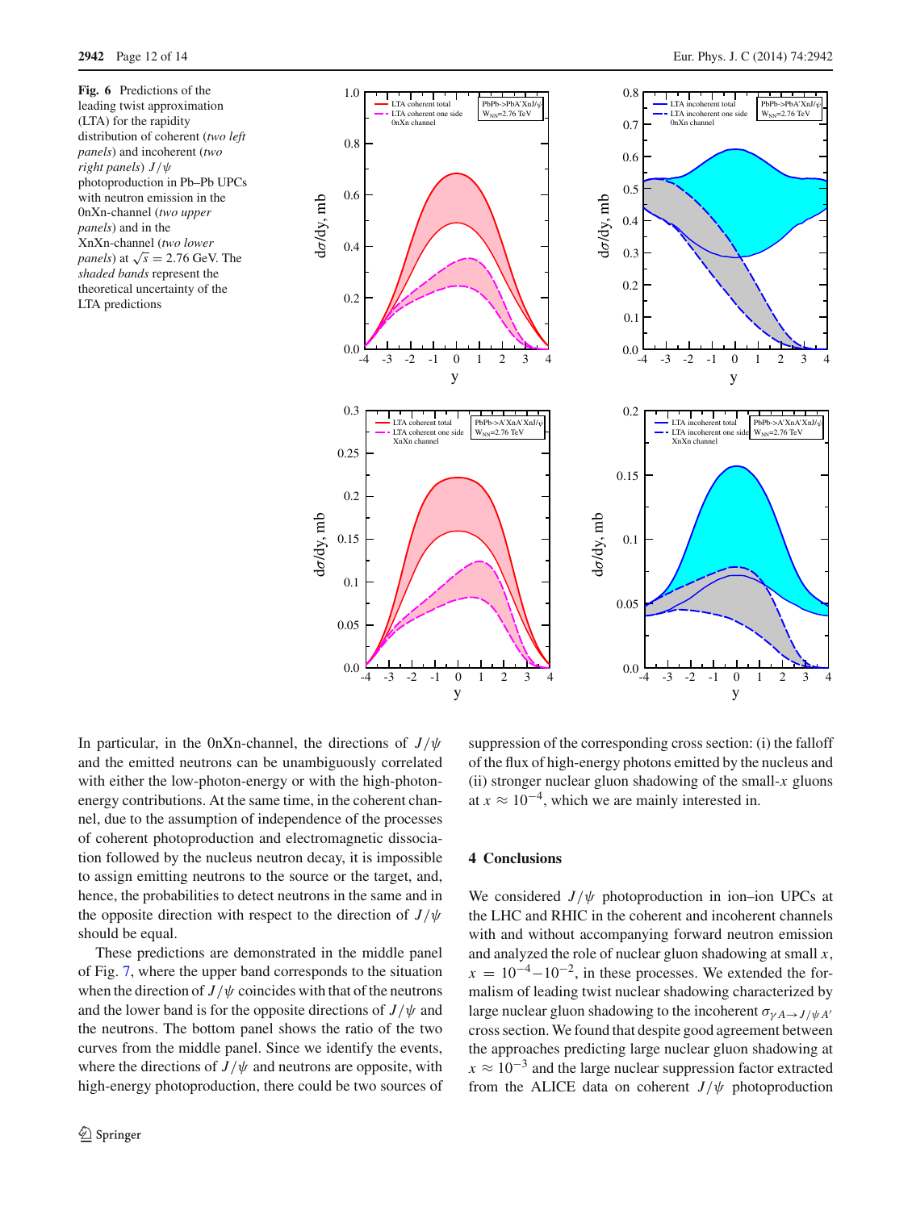**Fig. 6** Predictions of the leading twist approximation (LTA) for the rapidity distribution of coherent (*two left panels*) and incoherent (*two right panels*) $J/\psi$ photoproduction in Pb–Pb UPCs with neutron emission in the 0nXn-channel (*two upper panels*) and in the XnXn-channel (*two lower panels*) at $\sqrt{s} = 2.76$ GeV. The *shaded bands* represent the theoretical uncertainty of the LTA predictions

In particular, in the 0nXn-channel, the directions of $J/\psi$ and the emitted neutrons can be unambiguously correlated with either the low-photon-energy or with the high-photon-energy contributions. At the same time, in the coherent channel, due to the assumption of independence of the processes of coherent photoproduction and electromagnetic dissociation followed by the nucleus neutron decay, it is impossible to assign emitting neutrons to the source or the target, and, hence, the probabilities to detect neutrons in the same and in the opposite direction with respect to the direction of $J/\psi$ should be equal.

These predictions are demonstrated in the middle panel of Fig. 7, where the upper band corresponds to the situation when the direction of $J/\psi$ coincides with that of the neutrons and the lower band is for the opposite directions of $J/\psi$ and the neutrons. The bottom panel shows the ratio of the two curves from the middle panel. Since we identify the events, where the directions of $J/\psi$ and neutrons are opposite, with high-energy photoproduction, there could be two sources of suppression of the corresponding cross section: (i) the falloff of the flux of high-energy photons emitted by the nucleus and (ii) stronger nuclear gluon shadowing of the small-$x$ gluons at $x \approx 10^{-4}$, which we are mainly interested in.

## 4 Conclusions

We considered $J/\psi$ photoproduction in ion–ion UPCs at the LHC and RHIC in the coherent and incoherent channels with and without accompanying forward neutron emission and analyzed the role of nuclear gluon shadowing at small $x$, $x = 10^{-4}$–$10^{-2}$, in these processes. We extended the formalism of leading twist nuclear shadowing characterized by large nuclear gluon shadowing to the incoherent $\sigma_{\gamma A \to J/\psi A'}$ cross section. We found that despite good agreement between the approaches predicting large nuclear gluon shadowing at $x \approx 10^{-3}$ and the large nuclear suppression factor extracted from the ALICE data on coherent $J/\psi$ photoproduction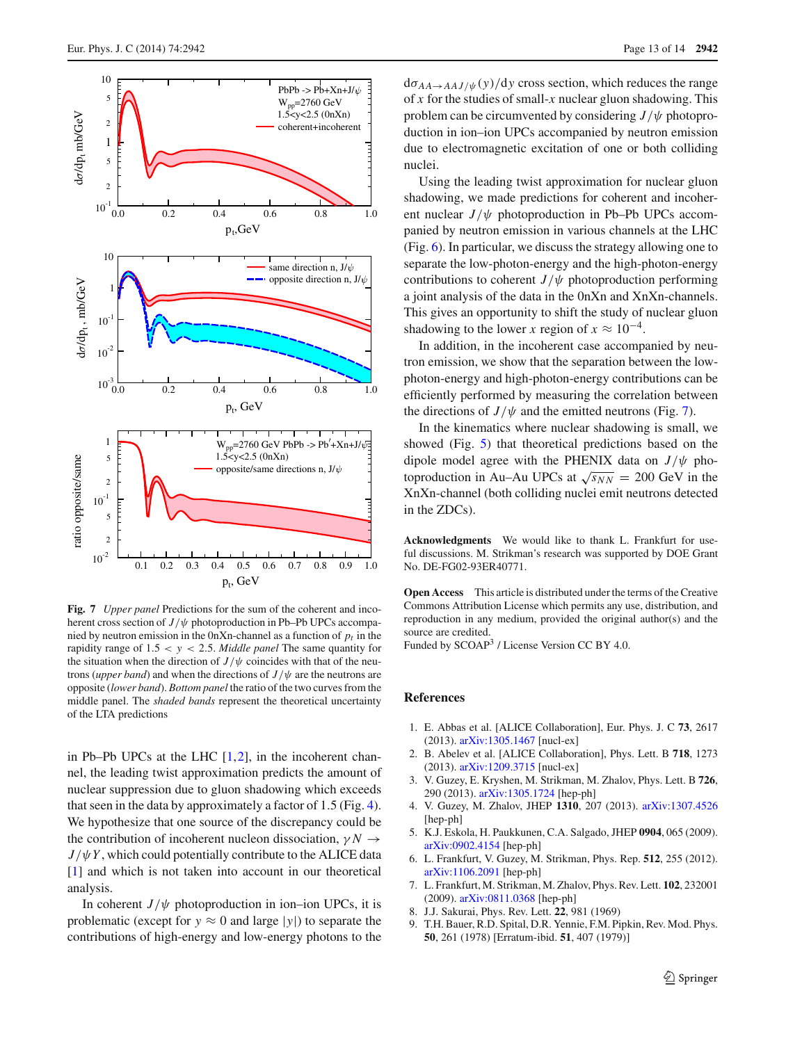**Fig. 7** *Upper panel* Predictions for the sum of the coherent and incoherent cross section of $J/\psi$ photoproduction in Pb–Pb UPCs accompanied by neutron emission in the 0nXn-channel as a function of $p_t$ in the rapidity range of $1.5 < y < 2.5$. *Middle panel* The same quantity for the situation when the direction of $J/\psi$ coincides with that of the neutrons (*upper band*) and when the directions of $J/\psi$ are the neutrons are opposite (*lower band*). *Bottom panel* the ratio of the two curves from the middle panel. The *shaded bands* represent the theoretical uncertainty of the LTA predictions

in Pb–Pb UPCs at the LHC [1,2], in the incoherent channel, the leading twist approximation predicts the amount of nuclear suppression due to gluon shadowing which exceeds that seen in the data by approximately a factor of 1.5 (Fig. 4). We hypothesize that one source of the discrepancy could be the contribution of incoherent nucleon dissociation, $\gamma N \to J/\psi Y$, which could potentially contribute to the ALICE data [1] and which is not taken into account in our theoretical analysis.

In coherent $J/\psi$ photoproduction in ion–ion UPCs, it is problematic (except for $y \approx 0$ and large $|y|$) to separate the contributions of high-energy and low-energy photons to the $d\sigma_{AA\to AAJ/\psi}(y)/dy$ cross section, which reduces the range of $x$ for the studies of small-$x$ nuclear gluon shadowing. This problem can be circumvented by considering $J/\psi$ photoproduction in ion–ion UPCs accompanied by neutron emission due to electromagnetic excitation of one or both colliding nuclei.

Using the leading twist approximation for nuclear gluon shadowing, we made predictions for coherent and incoherent nuclear $J/\psi$ photoproduction in Pb–Pb UPCs accompanied by neutron emission in various channels at the LHC (Fig. 6). In particular, we discuss the strategy allowing one to separate the low-photon-energy and the high-photon-energy contributions to coherent $J/\psi$ photoproduction performing a joint analysis of the data in the 0nXn and XnXn-channels. This gives an opportunity to shift the study of nuclear gluon shadowing to the lower $x$ region of $x \approx 10^{-4}$.

In addition, in the incoherent case accompanied by neutron emission, we show that the separation between the low-photon-energy and high-photon-energy contributions can be efficiently performed by measuring the correlation between the directions of $J/\psi$ and the emitted neutrons (Fig. 7).

In the kinematics where nuclear shadowing is small, we showed (Fig. 5) that theoretical predictions based on the dipole model agree with the PHENIX data on $J/\psi$ photoproduction in Au–Au UPCs at $\sqrt{s_{NN}} = 200$ GeV in the XnXn-channel (both colliding nuclei emit neutrons detected in the ZDCs).

**Acknowledgments** We would like to thank L. Frankfurt for useful discussions. M. Strikman's research was supported by DOE Grant No. DE-FG02-93ER40771.

**Open Access** This article is distributed under the terms of the Creative Commons Attribution License which permits any use, distribution, and reproduction in any medium, provided the original author(s) and the source are credited.
Funded by SCOAP[3] / License Version CC BY 4.0.

## References

1. E. Abbas et al. [ALICE Collaboration], Eur. Phys. J. C **73**, 2617 (2013). arXiv:1305.1467 [nucl-ex]
2. B. Abelev et al. [ALICE Collaboration], Phys. Lett. B **718**, 1273 (2013). arXiv:1209.3715 [nucl-ex]
3. V. Guzey, E. Kryshen, M. Strikman, M. Zhalov, Phys. Lett. B **726**, 290 (2013). arXiv:1305.1724 [hep-ph]
4. V. Guzey, M. Zhalov, JHEP **1310**, 207 (2013). arXiv:1307.4526 [hep-ph]
5. K.J. Eskola, H. Paukkunen, C.A. Salgado, JHEP **0904**, 065 (2009). arXiv:0902.4154 [hep-ph]
6. L. Frankfurt, V. Guzey, M. Strikman, Phys. Rep. **512**, 255 (2012). arXiv:1106.2091 [hep-ph]
7. L. Frankfurt, M. Strikman, M. Zhalov, Phys. Rev. Lett. **102**, 232001 (2009). arXiv:0811.0368 [hep-ph]
8. J.J. Sakurai, Phys. Rev. Lett. **22**, 981 (1969)
9. T.H. Bauer, R.D. Spital, D.R. Yennie, F.M. Pipkin, Rev. Mod. Phys. **50**, 261 (1978) [Erratum-ibid. **51**, 407 (1979)]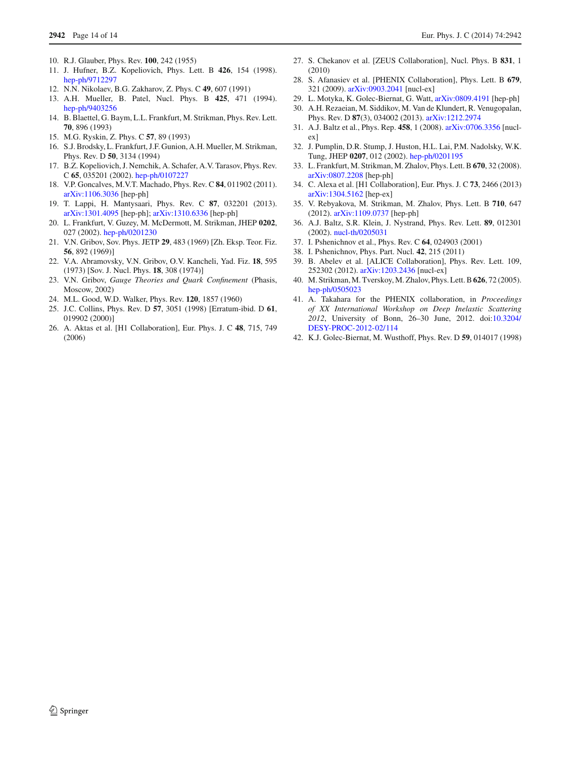10. R.J. Glauber, Phys. Rev. **100**, 242 (1955)
11. J. Hufner, B.Z. Kopeliovich, Phys. Lett. B **426**, 154 (1998). hep-ph/9712297
12. N.N. Nikolaev, B.G. Zakharov, Z. Phys. C **49**, 607 (1991)
13. A.H. Mueller, B. Patel, Nucl. Phys. B **425**, 471 (1994). hep-ph/9403256
14. B. Blaettel, G. Baym, L.L. Frankfurt, M. Strikman, Phys. Rev. Lett. **70**, 896 (1993)
15. M.G. Ryskin, Z. Phys. C **57**, 89 (1993)
16. S.J. Brodsky, L. Frankfurt, J.F. Gunion, A.H. Mueller, M. Strikman, Phys. Rev. D **50**, 3134 (1994)
17. B.Z. Kopeliovich, J. Nemchik, A. Schafer, A.V. Tarasov, Phys. Rev. C **65**, 035201 (2002). hep-ph/0107227
18. V.P. Goncalves, M.V.T. Machado, Phys. Rev. C **84**, 011902 (2011). arXiv:1106.3036 [hep-ph]
19. T. Lappi, H. Mantysaari, Phys. Rev. C **87**, 032201 (2013). arXiv:1301.4095 [hep-ph]; arXiv:1310.6336 [hep-ph]
20. L. Frankfurt, V. Guzey, M. McDermott, M. Strikman, JHEP **0202**, 027 (2002). hep-ph/0201230
21. V.N. Gribov, Sov. Phys. JETP **29**, 483 (1969) [Zh. Eksp. Teor. Fiz. **56**, 892 (1969)]
22. V.A. Abramovsky, V.N. Gribov, O.V. Kancheli, Yad. Fiz. **18**, 595 (1973) [Sov. J. Nucl. Phys. **18**, 308 (1974)]
23. V.N. Gribov, *Gauge Theories and Quark Confinement* (Phasis, Moscow, 2002)
24. M.L. Good, W.D. Walker, Phys. Rev. **120**, 1857 (1960)
25. J.C. Collins, Phys. Rev. D **57**, 3051 (1998) [Erratum-ibid. D **61**, 019902 (2000)]
26. A. Aktas et al. [H1 Collaboration], Eur. Phys. J. C **48**, 715, 749 (2006)
27. S. Chekanov et al. [ZEUS Collaboration], Nucl. Phys. B **831**, 1 (2010)
28. S. Afanasiev et al. [PHENIX Collaboration], Phys. Lett. B **679**, 321 (2009). arXiv:0903.2041 [nucl-ex]
29. L. Motyka, K. Golec-Biernat, G. Watt, arXiv:0809.4191 [hep-ph]
30. A.H. Rezaeian, M. Siddikov, M. Van de Klundert, R. Venugopalan, Phys. Rev. D **87**(3), 034002 (2013). arXiv:1212.2974
31. A.J. Baltz et al., Phys. Rep. **458**, 1 (2008). arXiv:0706.3356 [nucl-ex]
32. J. Pumplin, D.R. Stump, J. Huston, H.L. Lai, P.M. Nadolsky, W.K. Tung, JHEP **0207**, 012 (2002). hep-ph/0201195
33. L. Frankfurt, M. Strikman, M. Zhalov, Phys. Lett. B **670**, 32 (2008). arXiv:0807.2208 [hep-ph]
34. C. Alexa et al. [H1 Collaboration], Eur. Phys. J. C **73**, 2466 (2013) arXiv:1304.5162 [hep-ex]
35. V. Rebyakova, M. Strikman, M. Zhalov, Phys. Lett. B **710**, 647 (2012). arXiv:1109.0737 [hep-ph]
36. A.J. Baltz, S.R. Klein, J. Nystrand, Phys. Rev. Lett. **89**, 012301 (2002). nucl-th/0205031
37. I. Pshenichnov et al., Phys. Rev. C **64**, 024903 (2001)
38. I. Pshenichnov, Phys. Part. Nucl. **42**, 215 (2011)
39. B. Abelev et al. [ALICE Collaboration], Phys. Rev. Lett. 109, 252302 (2012). arXiv:1203.2436 [nucl-ex]
40. M. Strikman, M. Tverskoy, M. Zhalov, Phys. Lett. B **626**, 72 (2005). hep-ph/0505023
41. A. Takahara for the PHENIX collaboration, in *Proceedings of XX International Workshop on Deep Inelastic Scattering 2012*, University of Bonn, 26–30 June, 2012. doi:10.3204/DESY-PROC-2012-02/114
42. K.J. Golec-Biernat, M. Wusthoff, Phys. Rev. D **59**, 014017 (1998)